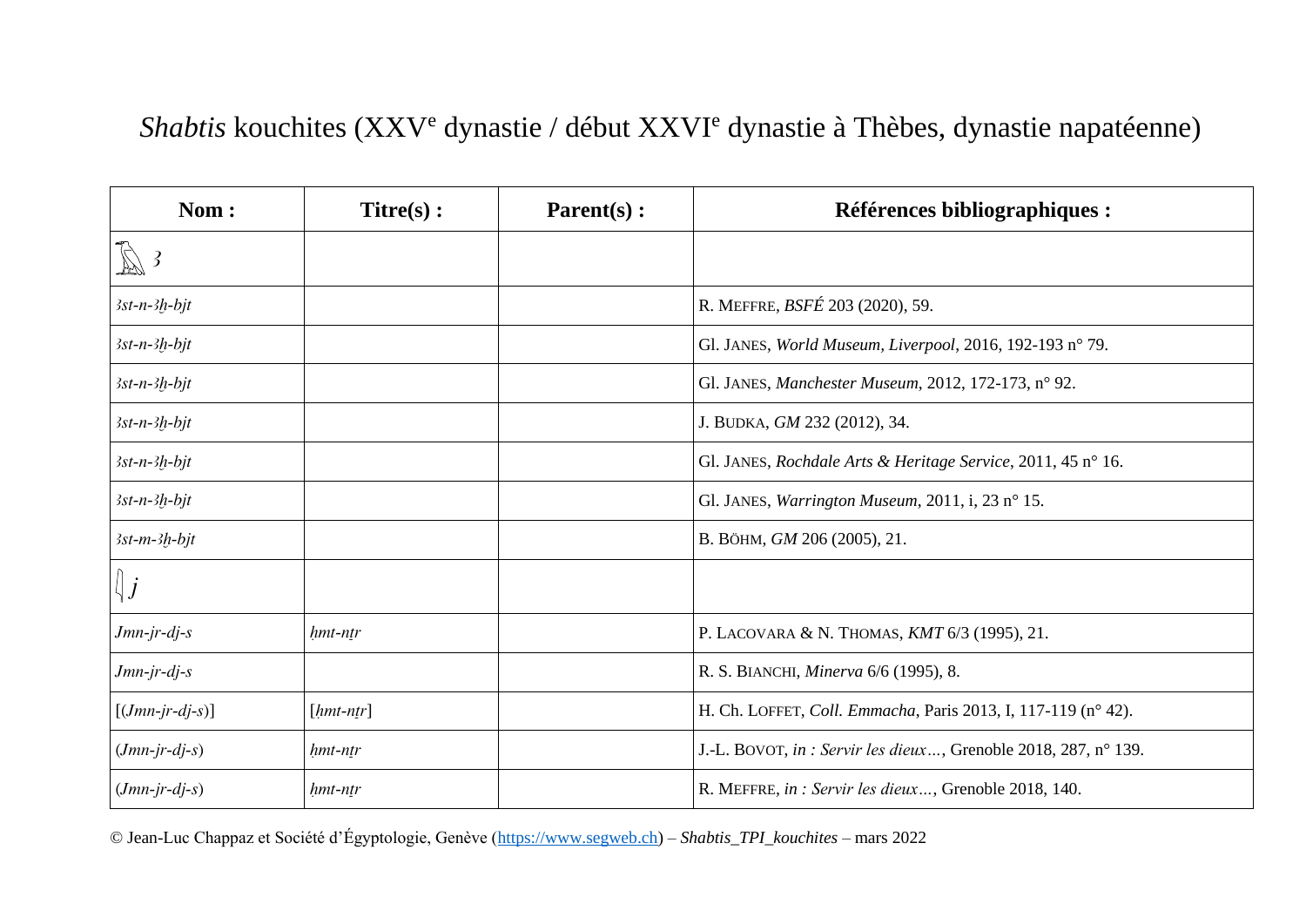# *Shabtis* kouchites (XXV[e] dynastie / début XXVI[e] dynastie à Thèbes, dynastie napatéenne)

| **Nom :** | **Titre(s) :** | **Parent(s) :** | **Références bibliographiques :** |
|---|---|---|---|
| *ꜣ* | | | |
| *ꜣst-n-ꜣḫ-bjt* | | | R. MEFFRE, *BSFÉ* 203 (2020), 59. |
| *ꜣst-n-ꜣḫ-bjt* | | | Gl. JANES, *World Museum, Liverpool*, 2016, 192-193 n° 79. |
| *ꜣst-n-ꜣḫ-bjt* | | | Gl. JANES, *Manchester Museum*, 2012, 172-173, n° 92. |
| *ꜣst-n-ꜣḫ-bjt* | | | J. BUDKA, *GM* 232 (2012), 34. |
| *ꜣst-n-ꜣḫ-bjt* | | | Gl. JANES, *Rochdale Arts & Heritage Service*, 2011, 45 n° 16. |
| *ꜣst-n-ꜣḫ-bjt* | | | Gl. JANES, *Warrington Museum*, 2011, i, 23 n° 15. |
| *ꜣst-m-ꜣḫ-bjt* | | | B. BÖHM, *GM* 206 (2005), 21. |
| *j* | | | |
| *Jmn-jr-dj-s* | *ḥmt-nṯr* | | P. LACOVARA & N. THOMAS, *KMT* 6/3 (1995), 21. |
| *Jmn-jr-dj-s* | | | R. S. BIANCHI, *Minerva* 6/6 (1995), 8. |
| [(*Jmn-jr-dj-s*)] | [*ḥmt-nṯr*] | | H. Ch. LOFFET, *Coll. Emmacha*, Paris 2013, I, 117-119 (n° 42). |
| (*Jmn-jr-dj-s*) | *ḥmt-nṯr* | | J.-L. BOVOT, *in : Servir les dieux…*, Grenoble 2018, 287, n° 139. |
| (*Jmn-jr-dj-s*) | *ḥmt-nṯr* | | R. MEFFRE, *in : Servir les dieux…*, Grenoble 2018, 140. |

© Jean-Luc Chappaz et Société d'Égyptologie, Genève (https://www.segweb.ch) – *Shabtis_TPI_kouchites* – mars 2022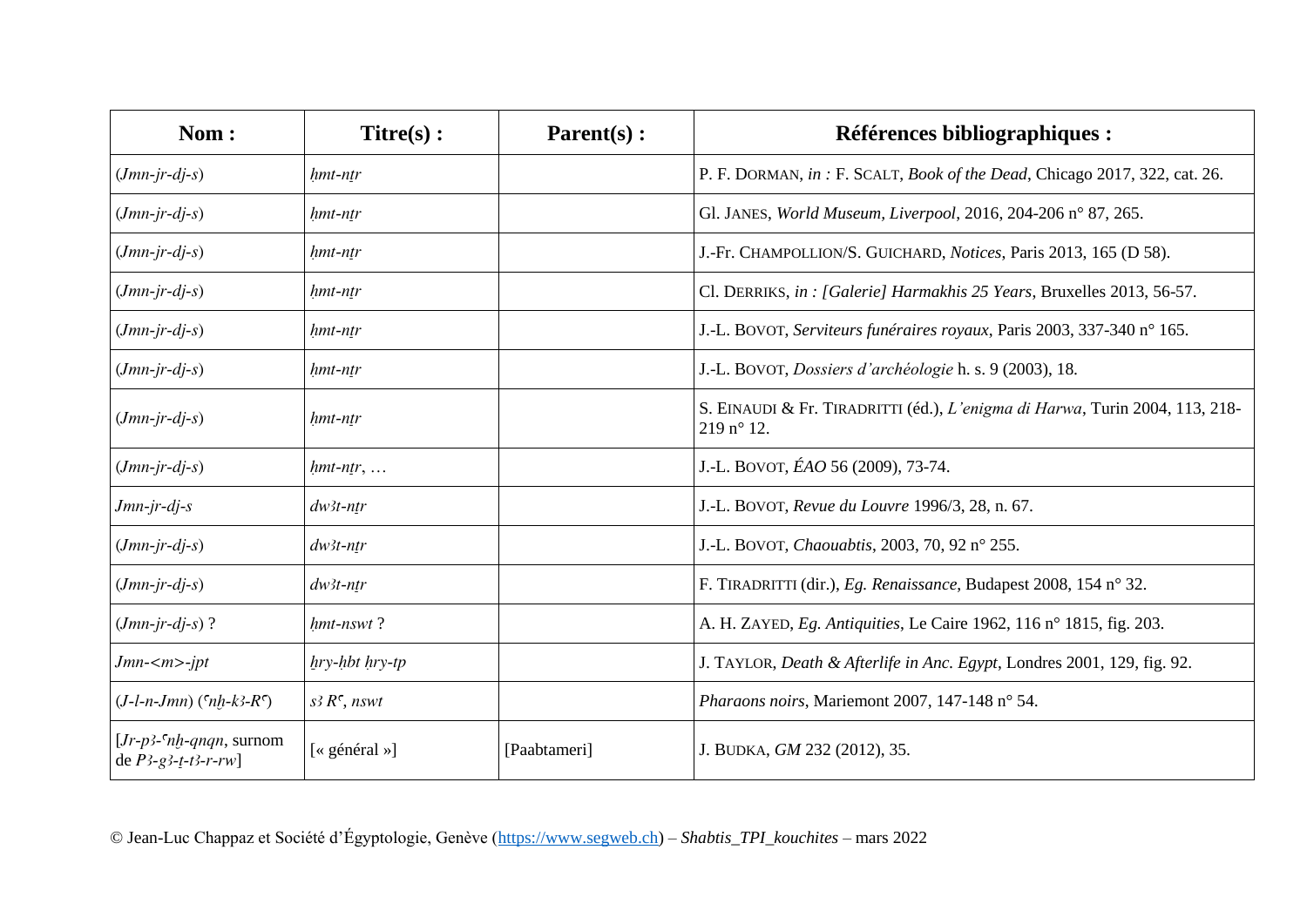| Nom : | Titre(s) : | Parent(s) : | Références bibliographiques : |
|---|---|---|---|
| (*Jmn-jr-dj-s*) | *ḥmt-nṯr* | | P. F. DORMAN, *in :* F. SCALT, *Book of the Dead*, Chicago 2017, 322, cat. 26. |
| (*Jmn-jr-dj-s*) | *ḥmt-nṯr* | | Gl. JANES, *World Museum, Liverpool*, 2016, 204-206 n° 87, 265. |
| (*Jmn-jr-dj-s*) | *ḥmt-nṯr* | | J.-Fr. CHAMPOLLION/S. GUICHARD, *Notices*, Paris 2013, 165 (D 58). |
| (*Jmn-jr-dj-s*) | *ḥmt-nṯr* | | Cl. DERRIKS, *in : [Galerie] Harmakhis 25 Years*, Bruxelles 2013, 56-57. |
| (*Jmn-jr-dj-s*) | *ḥmt-nṯr* | | J.-L. BOVOT, *Serviteurs funéraires royaux*, Paris 2003, 337-340 n° 165. |
| (*Jmn-jr-dj-s*) | *ḥmt-nṯr* | | J.-L. BOVOT, *Dossiers d'archéologie* h. s. 9 (2003), 18. |
| (*Jmn-jr-dj-s*) | *ḥmt-nṯr* | | S. EINAUDI & Fr. TIRADRITTI (éd.), *L'enigma di Harwa*, Turin 2004, 113, 218-219 n° 12. |
| (*Jmn-jr-dj-s*) | *ḥmt-nṯr*, … | | J.-L. BOVOT, *ÉAO* 56 (2009), 73-74. |
| *Jmn-jr-dj-s* | *dwꜣt-nṯr* | | J.-L. BOVOT, *Revue du Louvre* 1996/3, 28, n. 67. |
| (*Jmn-jr-dj-s*) | *dwꜣt-nṯr* | | J.-L. BOVOT, *Chaouabtis*, 2003, 70, 92 n° 255. |
| (*Jmn-jr-dj-s*) | *dwꜣt-nṯr* | | F. TIRADRITTI (dir.), *Eg. Renaissance*, Budapest 2008, 154 n° 32. |
| (*Jmn-jr-dj-s*) ? | *ḥmt-nswt* ? | | A. H. ZAYED, *Eg. Antiquities*, Le Caire 1962, 116 n° 1815, fig. 203. |
| *Jmn-<m>-jpt* | *ḫry-ḥbt ḥry-tp* | | J. TAYLOR, *Death & Afterlife in Anc. Egypt*, Londres 2001, 129, fig. 92. |
| (*J-l-n-Jmn*) (*ꜥnḫ-kꜣ-Rꜥ*) | *sꜣ Rꜥ*, *nswt* | | *Pharaons noirs*, Mariemont 2007, 147-148 n° 54. |
| [*Jr-pꜣ-ꜥnḫ-qnqn*, surnom de *Pꜣ-gꜣ-ṯ-tꜣ-r-rw*] | [« général »] | [Paabtameri] | J. BUDKA, *GM* 232 (2012), 35. |

© Jean-Luc Chappaz et Société d'Égyptologie, Genève (https://www.segweb.ch) – *Shabtis_TPI_kouchites* – mars 2022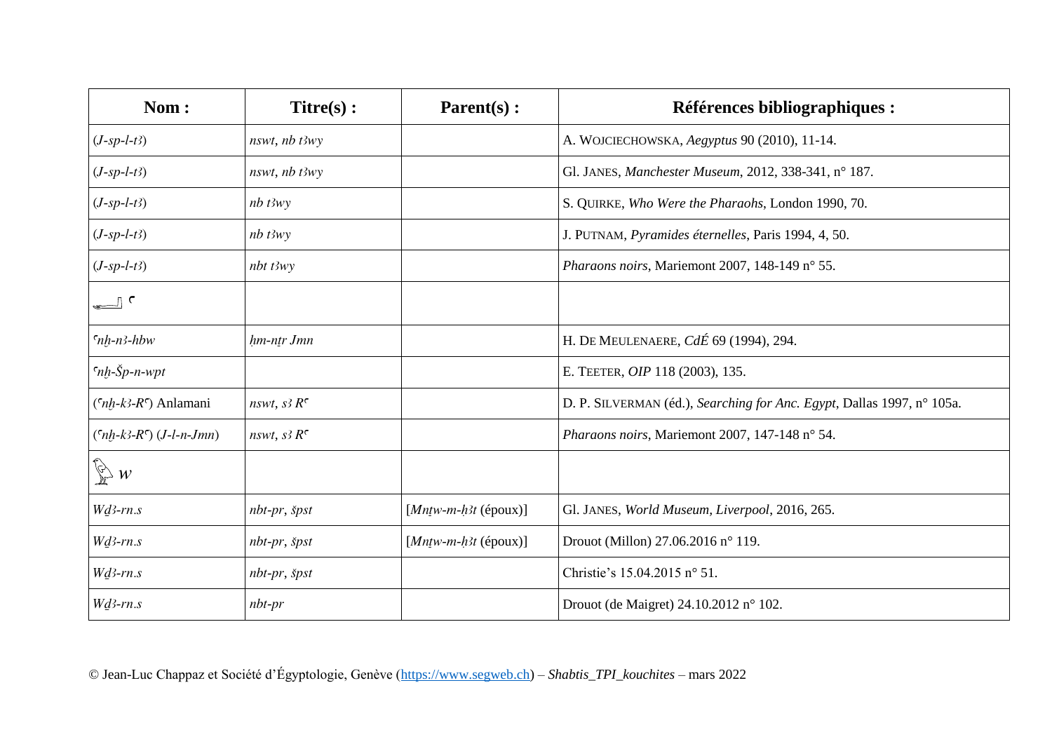| Nom : | Titre(s) : | Parent(s) : | Références bibliographiques : |
|---|---|---|---|
| (*J-sp-l-tꜣ*) | *nswt*, *nb tꜣwy* | | A. Wojciechowska, *Aegyptus* 90 (2010), 11-14. |
| (*J-sp-l-tꜣ*) | *nswt*, *nb tꜣwy* | | Gl. Janes, *Manchester Museum*, 2012, 338-341, n° 187. |
| (*J-sp-l-tꜣ*) | *nb tꜣwy* | | S. Quirke, *Who Were the Pharaohs*, London 1990, 70. |
| (*J-sp-l-tꜣ*) | *nb tꜣwy* | | J. Putnam, *Pyramides éternelles*, Paris 1994, 4, 50. |
| (*J-sp-l-tꜣ*) | *nbt tꜣwy* | | *Pharaons noirs*, Mariemont 2007, 148-149 n° 55. |
| ꜥ | | | |
| *ꜥnḫ-nꜣ-hbw* | *ḥm-nṯr Jmn* | | H. De Meulenaere, *CdÉ* 69 (1994), 294. |
| *ꜥnḫ-Šp-n-wpt* | | | E. Teeter, *OIP* 118 (2003), 135. |
| (*ꜥnḫ-kꜣ-Rꜥ*) Anlamani | *nswt*, *sꜣ Rꜥ* | | D. P. Silverman (éd.), *Searching for Anc. Egypt*, Dallas 1997, n° 105a. |
| (*ꜥnḫ-kꜣ-Rꜥ*) (*J-l-n-Jmn*) | *nswt*, *sꜣ Rꜥ* | | *Pharaons noirs*, Mariemont 2007, 147-148 n° 54. |
| *w* | | | |
| *Wḏꜣ-rn.s* | *nbt-pr*, *šps*t | [*Mnṯw-m-ḥꜣt* (époux)] | Gl. Janes, *World Museum, Liverpool*, 2016, 265. |
| *Wḏꜣ-rn.s* | *nbt-pr*, *špst* | [*Mnṯw-m-ḥꜣt* (époux)] | Drouot (Millon) 27.06.2016 n° 119. |
| *Wḏꜣ-rn.s* | *nbt-pr*, *špst* | | Christie's 15.04.2015 n° 51. |
| *Wḏꜣ-rn.s* | *nbt-pr* | | Drouot (de Maigret) 24.10.2012 n° 102. |

© Jean-Luc Chappaz et Société d'Égyptologie, Genève (https://www.segweb.ch) – *Shabtis_TPI_kouchites* – mars 2022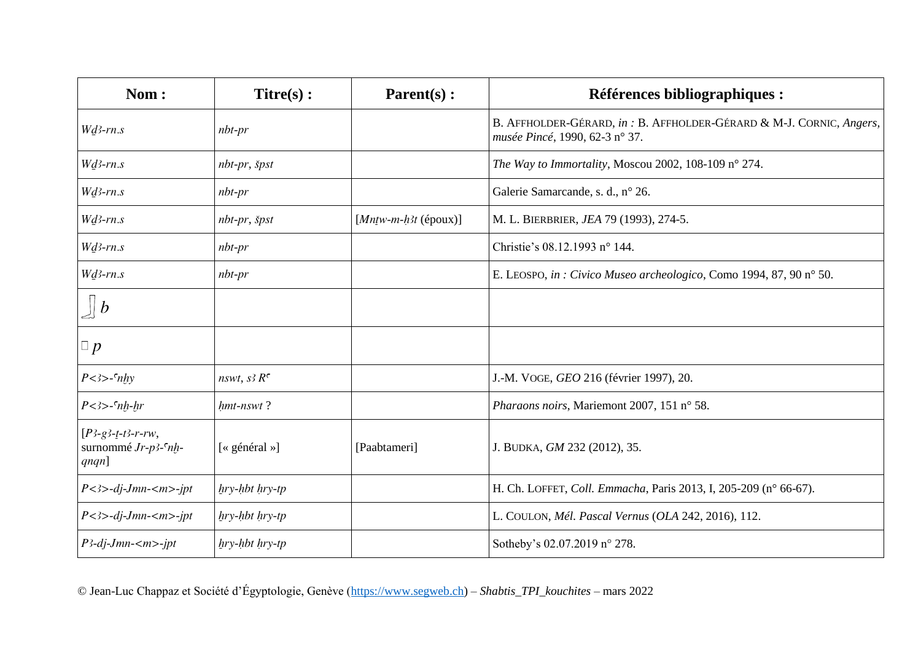| Nom : | Titre(s) : | Parent(s) : | Références bibliographiques : |
|---|---|---|---|
| *Wḏꜣ-rn.s* | *nbt-pr* | | B. AFFHOLDER-GÉRARD, *in :* B. AFFHOLDER-GÉRARD & M-J. CORNIC, *Angers, musée Pincé*, 1990, 62-3 n° 37. |
| *Wḏꜣ-rn.s* | *nbt-pr*, *špst* | | *The Way to Immortality*, Moscou 2002, 108-109 n° 274. |
| *Wḏꜣ-rn.s* | *nbt-pr* | | Galerie Samarcande, s. d., n° 26. |
| *Wḏꜣ-rn.s* | *nbt-pr*, *špst* | [*Mnṯw-m-ḥꜣt* (époux)] | M. L. BIERBRIER, *JEA* 79 (1993), 274-5. |
| *Wḏꜣ-rn.s* | *nbt-pr* | | Christie's 08.12.1993 n° 144. |
| *Wḏꜣ-rn.s* | *nbt-pr* | | E. LEOSPO, *in : Civico Museo archeologico*, Como 1994, 87, 90 n° 50. |
| *b* | | | |
| *p* | | | |
| *P<ꜣ>-ꜥnḫy* | *nswt*, *sꜣ Rꜥ* | | J.-M. VOGE, *GEO* 216 (février 1997), 20. |
| *P<ꜣ>-ꜥnḫ-ḫr* | *ḥmt-nswt* ? | | *Pharaons noirs*, Mariemont 2007, 151 n° 58. |
| [*Pꜣ-gꜣ-ṯ-tꜣ-r-rw*, surnommé *Jr-pꜣ-ꜥnḫ-qnqn*] | [« général »] | [Paabtameri] | J. BUDKA, *GM* 232 (2012), 35. |
| *P<ꜣ>-dj-Jmn-<m>-jpt* | *ḥry-ḥbt ḥry-tp* | | H. Ch. LOFFET, *Coll. Emmacha*, Paris 2013, I, 205-209 (n° 66-67). |
| *P<ꜣ>-dj-Jmn-<m>-jpt* | *ḥry-ḥbt ḥry-tp* | | L. COULON, *Mél. Pascal Vernus* (*OLA* 242, 2016), 112. |
| *Pꜣ-dj-Jmn-<m>-jpt* | *ḥry-ḥbt ḥry-tp* | | Sotheby's 02.07.2019 n° 278. |

© Jean-Luc Chappaz et Société d'Égyptologie, Genève (https://www.segweb.ch) – *Shabtis_TPI_kouchites* – mars 2022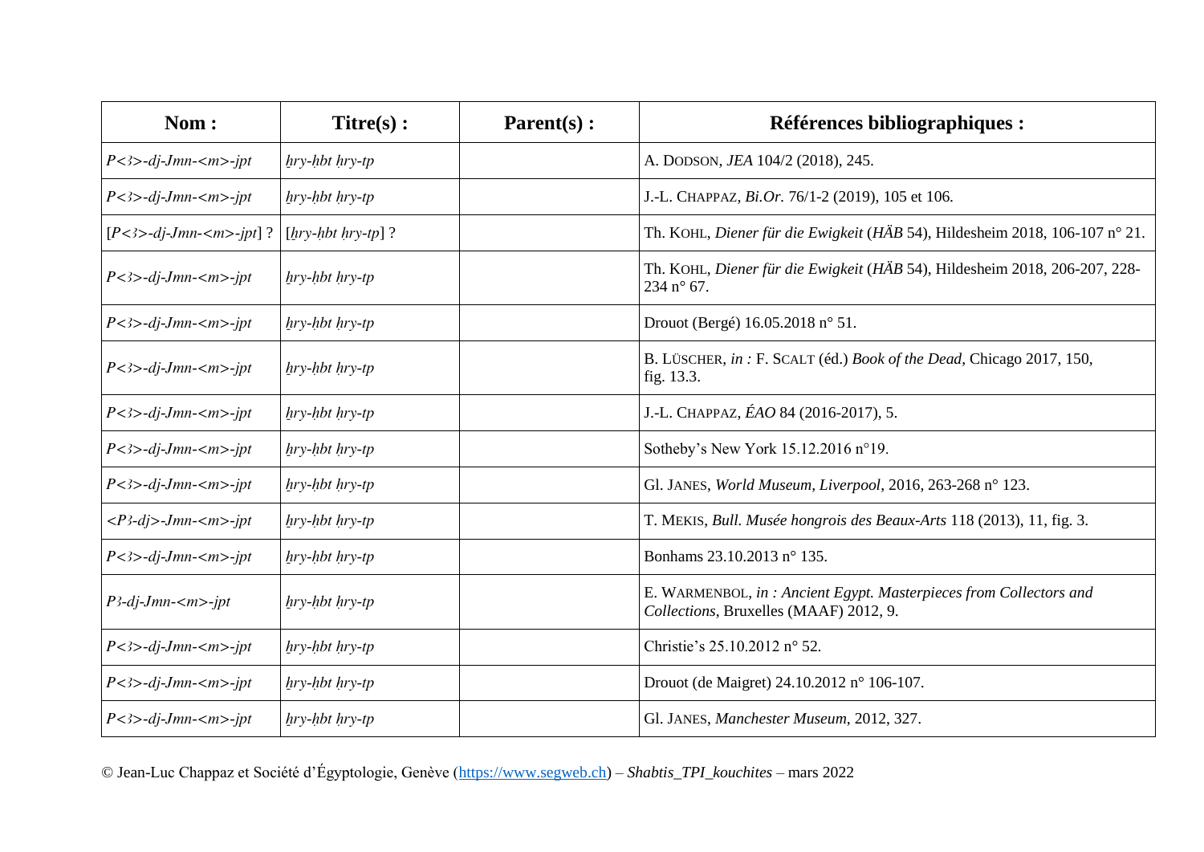| Nom : | Titre(s) : | Parent(s) : | Références bibliographiques : |
|---|---|---|---|
| *P<ꜣ>-dj-Jmn-<m>-jpt* | *ḫry-ḥbt ḥry-tp* | | A. DODSON, *JEA* 104/2 (2018), 245. |
| *P<ꜣ>-dj-Jmn-<m>-jpt* | *ḫry-ḥbt ḥry-tp* | | J.-L. CHAPPAZ, *Bi.Or.* 76/1-2 (2019), 105 et 106. |
| [*P<ꜣ>-dj-Jmn-<m>-jpt*] ? | [*ḫry-ḥbt ḥry-tp*] ? | | Th. KOHL, *Diener für die Ewigkeit* (*HÄB* 54), Hildesheim 2018, 106-107 n° 21. |
| *P<ꜣ>-dj-Jmn-<m>-jpt* | *ḫry-ḥbt ḥry-tp* | | Th. KOHL, *Diener für die Ewigkeit* (*HÄB* 54), Hildesheim 2018, 206-207, 228-234 n° 67. |
| *P<ꜣ>-dj-Jmn-<m>-jpt* | *ḫry-ḥbt ḥry-tp* | | Drouot (Bergé) 16.05.2018 n° 51. |
| *P<ꜣ>-dj-Jmn-<m>-jpt* | *ḫry-ḥbt ḥry-tp* | | B. LÜSCHER, *in :* F. SCALT (éd.) *Book of the Dead*, Chicago 2017, 150, fig. 13.3. |
| *P<ꜣ>-dj-Jmn-<m>-jpt* | *ḫry-ḥbt ḥry-tp* | | J.-L. CHAPPAZ, *ÉAO* 84 (2016-2017), 5. |
| *P<ꜣ>-dj-Jmn-<m>-jpt* | *ḫry-ḥbt ḥry-tp* | | Sotheby's New York 15.12.2016 n°19. |
| *P<ꜣ>-dj-Jmn-<m>-jpt* | *ḫry-ḥbt ḥry-tp* | | Gl. JANES, *World Museum, Liverpool*, 2016, 263-268 n° 123. |
| *<Pꜣ-dj>-Jmn-<m>-jpt* | *ḫry-ḥbt ḥry-tp* | | T. MEKIS, *Bull. Musée hongrois des Beaux-Arts* 118 (2013), 11, fig. 3. |
| *P<ꜣ>-dj-Jmn-<m>-jpt* | *ḫry-ḥbt ḥry-tp* | | Bonhams 23.10.2013 n° 135. |
| *Pꜣ-dj-Jmn-<m>-jpt* | *ḫry-ḥbt ḥry-tp* | | E. WARMENBOL, *in : Ancient Egypt. Masterpieces from Collectors and Collections*, Bruxelles (MAAF) 2012, 9. |
| *P<ꜣ>-dj-Jmn-<m>-jpt* | *ḫry-ḥbt ḥry-tp* | | Christie's 25.10.2012 n° 52. |
| *P<ꜣ>-dj-Jmn-<m>-jpt* | *ḫry-ḥbt ḥry-tp* | | Drouot (de Maigret) 24.10.2012 n° 106-107. |
| *P<ꜣ>-dj-Jmn-<m>-jpt* | *ḫry-ḥbt ḥry-tp* | | Gl. JANES, *Manchester Museum*, 2012, 327. |

© Jean-Luc Chappaz et Société d'Égyptologie, Genève (https://www.segweb.ch) – *Shabtis_TPI_kouchites* – mars 2022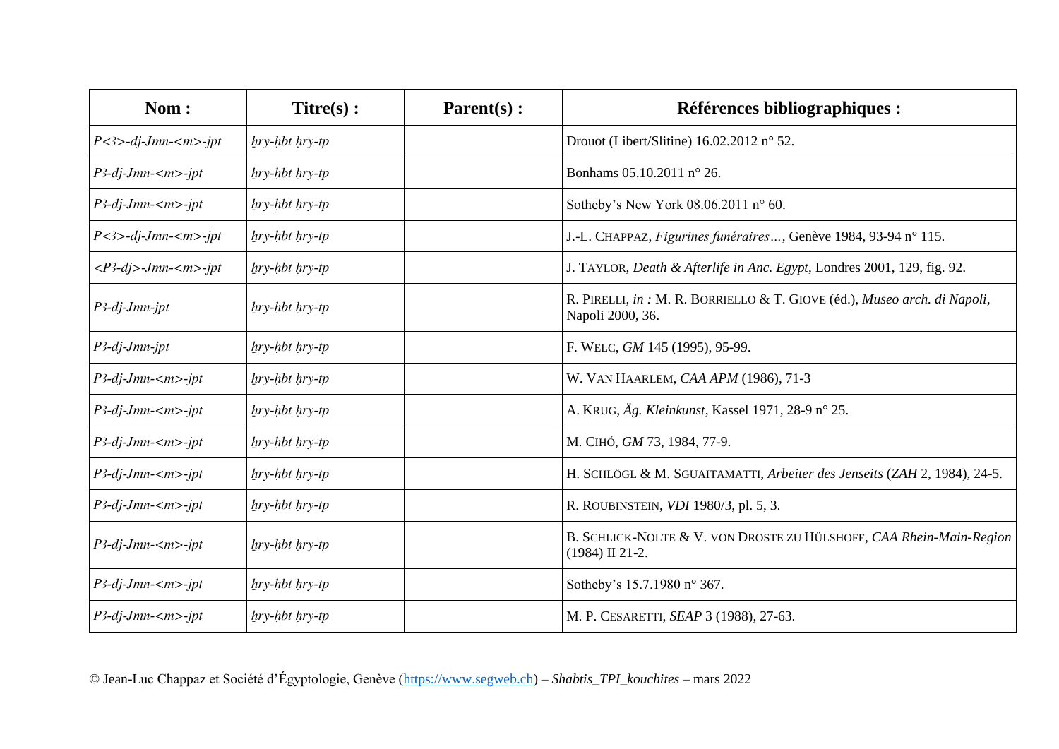| Nom : | Titre(s) : | Parent(s) : | Références bibliographiques : |
| --- | --- | --- | --- |
| *P<ꜣ>-dj-Jmn-<m>-jpt* | *ḫry-ḥbt ḥry-tp* | | Drouot (Libert/Slitine) 16.02.2012 n° 52. |
| *Pꜣ-dj-Jmn-<m>-jpt* | *ḫry-ḥbt ḥry-tp* | | Bonhams 05.10.2011 n° 26. |
| *Pꜣ-dj-Jmn-<m>-jpt* | *ḫry-ḥbt ḥry-tp* | | Sotheby's New York 08.06.2011 n° 60. |
| *P<ꜣ>-dj-Jmn-<m>-jpt* | *ḫry-ḥbt ḥry-tp* | | J.-L. CHAPPAZ, *Figurines funéraires…*, Genève 1984, 93-94 n° 115. |
| *<Pꜣ-dj>-Jmn-<m>-jpt* | *ḫry-ḥbt ḥry-tp* | | J. TAYLOR, *Death & Afterlife in Anc. Egypt*, Londres 2001, 129, fig. 92. |
| *Pꜣ-dj-Jmn-jpt* | *ḫry-ḥbt ḥry-tp* | | R. PIRELLI, *in :* M. R. BORRIELLO & T. GIOVE (éd.), *Museo arch. di Napoli*, Napoli 2000, 36. |
| *Pꜣ-dj-Jmn-jpt* | *ḫry-ḥbt ḥry-tp* | | F. WELC, *GM* 145 (1995), 95-99. |
| *Pꜣ-dj-Jmn-<m>-jpt* | *ḫry-ḥbt ḥry-tp* | | W. VAN HAARLEM, *CAA APM* (1986), 71-3 |
| *Pꜣ-dj-Jmn-<m>-jpt* | *ḫry-ḥbt ḥry-tp* | | A. KRUG, *Äg. Kleinkunst*, Kassel 1971, 28-9 n° 25. |
| *Pꜣ-dj-Jmn-<m>-jpt* | *ḫry-ḥbt ḥry-tp* | | M. CIHÓ, *GM* 73, 1984, 77-9. |
| *Pꜣ-dj-Jmn-<m>-jpt* | *ḫry-ḥbt ḥry-tp* | | H. SCHLÖGL & M. SGUAITAMATTI, *Arbeiter des Jenseits* (*ZAH* 2, 1984), 24-5. |
| *Pꜣ-dj-Jmn-<m>-jpt* | *ḫry-ḥbt ḥry-tp* | | R. ROUBINSTEIN, *VDI* 1980/3, pl. 5, 3. |
| *Pꜣ-dj-Jmn-<m>-jpt* | *ḫry-ḥbt ḥry-tp* | | B. SCHLICK-NOLTE & V. VON DROSTE ZU HÜLSHOFF, *CAA Rhein-Main-Region* (1984) II 21-2. |
| *Pꜣ-dj-Jmn-<m>-jpt* | *ḫry-ḥbt ḥry-tp* | | Sotheby's 15.7.1980 n° 367. |
| *Pꜣ-dj-Jmn-<m>-jpt* | *ḫry-ḥbt ḥry-tp* | | M. P. CESARETTI, *SEAP* 3 (1988), 27-63. |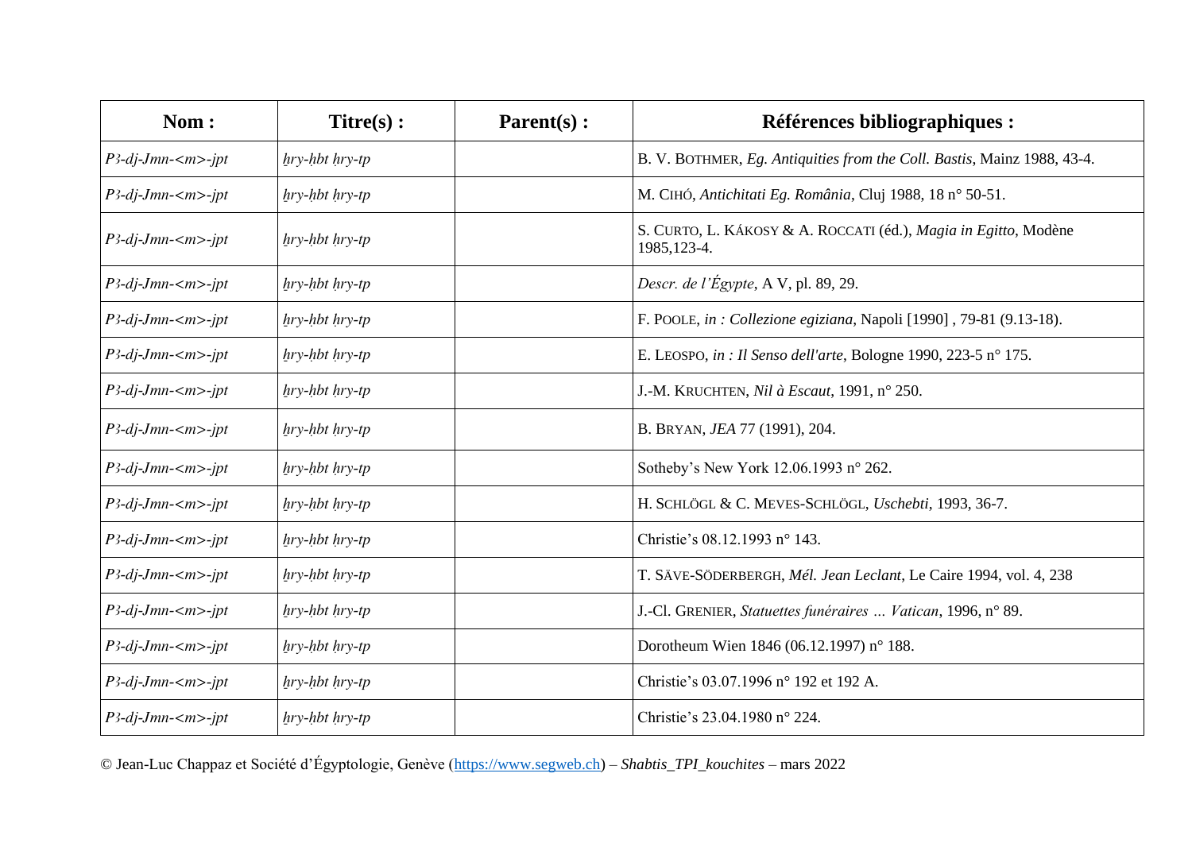| Nom : | Titre(s) : | Parent(s) : | Références bibliographiques : |
|---|---|---|---|
| *P3-dj-Jmn-<m>-jpt* | *ẖry-ḥbt ḥry-tp* | | B. V. BOTHMER, *Eg. Antiquities from the Coll. Bastis*, Mainz 1988, 43-4. |
| *P3-dj-Jmn-<m>-jpt* | *ẖry-ḥbt ḥry-tp* | | M. CIHÓ, *Antichitati Eg. România*, Cluj 1988, 18 n° 50-51. |
| *P3-dj-Jmn-<m>-jpt* | *ẖry-ḥbt ḥry-tp* | | S. CURTO, L. KÁKOSY & A. ROCCATI (éd.), *Magia in Egitto*, Modène 1985,123-4. |
| *P3-dj-Jmn-<m>-jpt* | *ẖry-ḥbt ḥry-tp* | | *Descr. de l'Égypte*, A V, pl. 89, 29. |
| *P3-dj-Jmn-<m>-jpt* | *ẖry-ḥbt ḥry-tp* | | F. POOLE, *in : Collezione egiziana*, Napoli [1990] , 79-81 (9.13-18). |
| *P3-dj-Jmn-<m>-jpt* | *ẖry-ḥbt ḥry-tp* | | E. LEOSPO, *in : Il Senso dell'arte*, Bologne 1990, 223-5 n° 175. |
| *P3-dj-Jmn-<m>-jpt* | *ẖry-ḥbt ḥry-tp* | | J.-M. KRUCHTEN, *Nil à Escaut*, 1991, n° 250. |
| *P3-dj-Jmn-<m>-jpt* | *ẖry-ḥbt ḥry-tp* | | B. BRYAN, *JEA* 77 (1991), 204. |
| *P3-dj-Jmn-<m>-jpt* | *ẖry-ḥbt ḥry-tp* | | Sotheby's New York 12.06.1993 n° 262. |
| *P3-dj-Jmn-<m>-jpt* | *ẖry-ḥbt ḥry-tp* | | H. SCHLÖGL & C. MEVES-SCHLÖGL, *Uschebti*, 1993, 36-7. |
| *P3-dj-Jmn-<m>-jpt* | *ẖry-ḥbt ḥry-tp* | | Christie's 08.12.1993 n° 143. |
| *P3-dj-Jmn-<m>-jpt* | *ẖry-ḥbt ḥry-tp* | | T. SÄVE-SÖDERBERGH, *Mél. Jean Leclant*, Le Caire 1994, vol. 4, 238 |
| *P3-dj-Jmn-<m>-jpt* | *ẖry-ḥbt ḥry-tp* | | J.-Cl. GRENIER, *Statuettes funéraires … Vatican*, 1996, n° 89. |
| *P3-dj-Jmn-<m>-jpt* | *ẖry-ḥbt ḥry-tp* | | Dorotheum Wien 1846 (06.12.1997) n° 188. |
| *P3-dj-Jmn-<m>-jpt* | *ẖry-ḥbt ḥry-tp* | | Christie's 03.07.1996 n° 192 et 192 A. |
| *P3-dj-Jmn-<m>-jpt* | *ẖry-ḥbt ḥry-tp* | | Christie's 23.04.1980 n° 224. |

© Jean-Luc Chappaz et Société d'Égyptologie, Genève (https://www.segweb.ch) – *Shabtis_TPI_kouchites* – mars 2022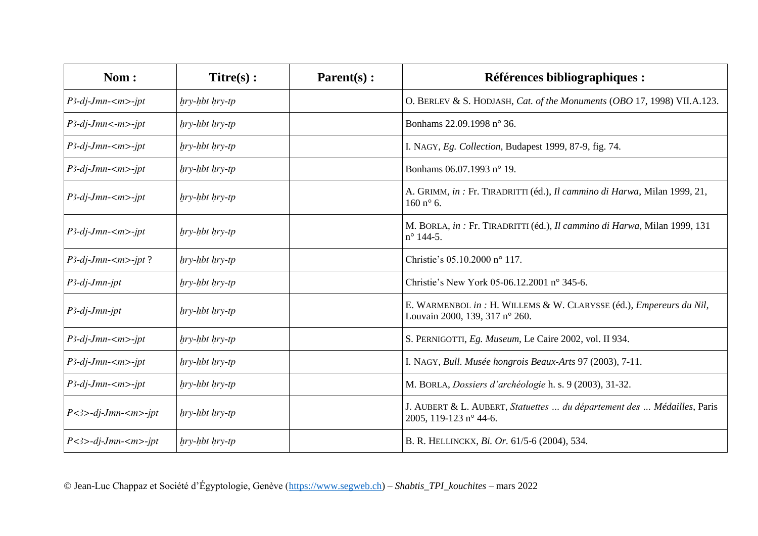| Nom : | Titre(s) : | Parent(s) : | Références bibliographiques : |
|---|---|---|---|
| *P3-dj-Jmn-<m>-jpt* | *ḫry-ḥbt ḥry-tp* | | O. BERLEV & S. HODJASH, *Cat. of the Monuments* (*OBO* 17, 1998) VII.A.123. |
| *P3-dj-Jmn<-m>-jpt* | *ḫry-ḥbt ḥry-tp* | | Bonhams 22.09.1998 n° 36. |
| *P3-dj-Jmn-<m>-jpt* | *ḫry-ḥbt ḥry-tp* | | I. NAGY, *Eg. Collection*, Budapest 1999, 87-9, fig. 74. |
| *P3-dj-Jmn-<m>-jpt* | *ḫry-ḥbt ḥry-tp* | | Bonhams 06.07.1993 n° 19. |
| *P3-dj-Jmn-<m>-jpt* | *ḫry-ḥbt ḥry-tp* | | A. GRIMM, *in :* Fr. TIRADRITTI (éd.), *Il cammino di Harwa*, Milan 1999, 21, 160 n° 6. |
| *P3-dj-Jmn-<m>-jpt* | *ḫry-ḥbt ḥry-tp* | | M. BORLA, *in :* Fr. TIRADRITTI (éd.), *Il cammino di Harwa*, Milan 1999, 131 n° 144-5. |
| *P3-dj-Jmn-<m>-jpt* ? | *ḫry-ḥbt ḥry-tp* | | Christie's 05.10.2000 n° 117. |
| *P3-dj-Jmn-jpt* | *ḫry-ḥbt ḥry-tp* | | Christie's New York 05-06.12.2001 n° 345-6. |
| *P3-dj-Jmn-jpt* | *ḫry-ḥbt ḥry-tp* | | E. WARMENBOL *in :* H. WILLEMS & W. CLARYSSE (éd.), *Empereurs du Nil*, Louvain 2000, 139, 317 n° 260. |
| *P3-dj-Jmn-<m>-jpt* | *ḫry-ḥbt ḥry-tp* | | S. PERNIGOTTI, *Eg. Museum*, Le Caire 2002, vol. II 934. |
| *P3-dj-Jmn-<m>-jpt* | *ḫry-ḥbt ḥry-tp* | | I. NAGY, *Bull. Musée hongrois Beaux-Arts* 97 (2003), 7-11. |
| *P3-dj-Jmn-<m>-jpt* | *ḫry-ḥbt ḥry-tp* | | M. BORLA, *Dossiers d'archéologie* h. s. 9 (2003), 31-32. |
| *P<3>-dj-Jmn-<m>-jpt* | *ḫry-ḥbt ḥry-tp* | | J. AUBERT & L. AUBERT, *Statuettes … du département des … Médailles*, Paris 2005, 119-123 n° 44-6. |
| *P<3>-dj-Jmn-<m>-jpt* | *ḫry-ḥbt ḥry-tp* | | B. R. HELLINCKX, *Bi. Or.* 61/5-6 (2004), 534. |

© Jean-Luc Chappaz et Société d'Égyptologie, Genève (https://www.segweb.ch) – *Shabtis_TPI_kouchites* – mars 2022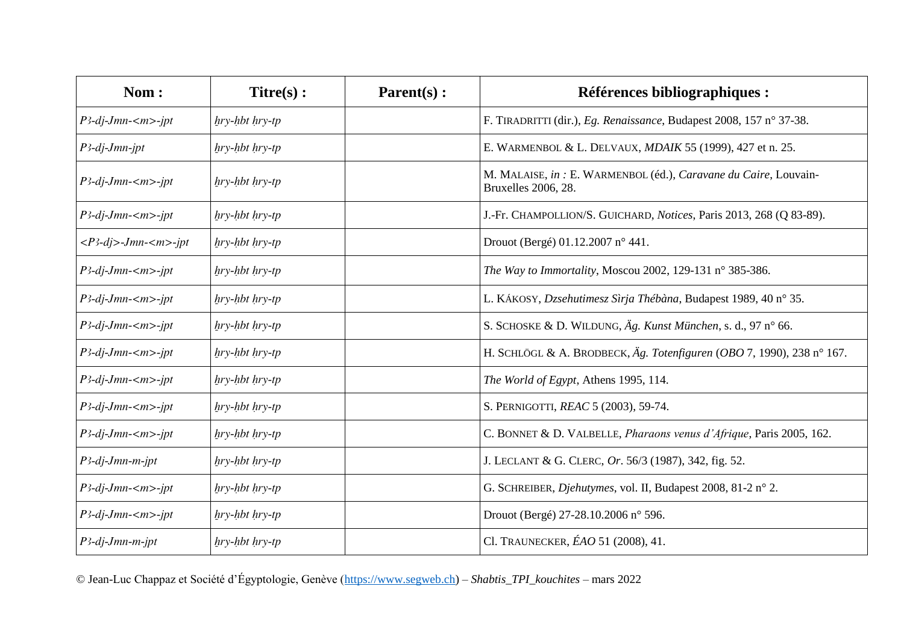| Nom : | Titre(s) : | Parent(s) : | Références bibliographiques : |
|---|---|---|---|
| *P3-dj-Jmn-<m>-jpt* | *ẖry-ḥbt ḥry-tp* | | F. TIRADRITTI (dir.), *Eg. Renaissance*, Budapest 2008, 157 n° 37-38. |
| *P3-dj-Jmn-jpt* | *ẖry-ḥbt ḥry-tp* | | E. WARMENBOL & L. DELVAUX, *MDAIK* 55 (1999), 427 et n. 25. |
| *P3-dj-Jmn-<m>-jpt* | *ẖry-ḥbt ḥry-tp* | | M. MALAISE, *in :* E. WARMENBOL (éd.), *Caravane du Caire*, Louvain-Bruxelles 2006, 28. |
| *P3-dj-Jmn-<m>-jpt* | *ẖry-ḥbt ḥry-tp* | | J.-Fr. CHAMPOLLION/S. GUICHARD, *Notices*, Paris 2013, 268 (Q 83-89). |
| *<P3-dj>-Jmn-<m>-jpt* | *ẖry-ḥbt ḥry-tp* | | Drouot (Bergé) 01.12.2007 n° 441. |
| *P3-dj-Jmn-<m>-jpt* | *ẖry-ḥbt ḥry-tp* | | *The Way to Immortality*, Moscou 2002, 129-131 n° 385-386. |
| *P3-dj-Jmn-<m>-jpt* | *ẖry-ḥbt ḥry-tp* | | L. KÁKOSY, *Dzsehutimesz Sìrja Thébàna*, Budapest 1989, 40 n° 35. |
| *P3-dj-Jmn-<m>-jpt* | *ẖry-ḥbt ḥry-tp* | | S. SCHOSKE & D. WILDUNG, *Äg. Kunst München*, s. d., 97 n° 66. |
| *P3-dj-Jmn-<m>-jpt* | *ẖry-ḥbt ḥry-tp* | | H. SCHLÖGL & A. BRODBECK, *Äg. Totenfiguren* (*OBO* 7, 1990), 238 n° 167. |
| *P3-dj-Jmn-<m>-jpt* | *ẖry-ḥbt ḥry-tp* | | *The World of Egypt*, Athens 1995, 114. |
| *P3-dj-Jmn-<m>-jpt* | *ẖry-ḥbt ḥry-tp* | | S. PERNIGOTTI, *REAC* 5 (2003), 59-74. |
| *P3-dj-Jmn-<m>-jpt* | *ẖry-ḥbt ḥry-tp* | | C. BONNET & D. VALBELLE, *Pharaons venus d'Afrique*, Paris 2005, 162. |
| *P3-dj-Jmn-m-jpt* | *ẖry-ḥbt ḥry-tp* | | J. LECLANT & G. CLERC, *Or*. 56/3 (1987), 342, fig. 52. |
| *P3-dj-Jmn-<m>-jpt* | *ẖry-ḥbt ḥry-tp* | | G. SCHREIBER, *Djehutymes*, vol. II, Budapest 2008, 81-2 n° 2. |
| *P3-dj-Jmn-<m>-jpt* | *ẖry-ḥbt ḥry-tp* | | Drouot (Bergé) 27-28.10.2006 n° 596. |
| *P3-dj-Jmn-m-jpt* | *ẖry-ḥbt ḥry-tp* | | Cl. TRAUNECKER, *ÉAO* 51 (2008), 41. |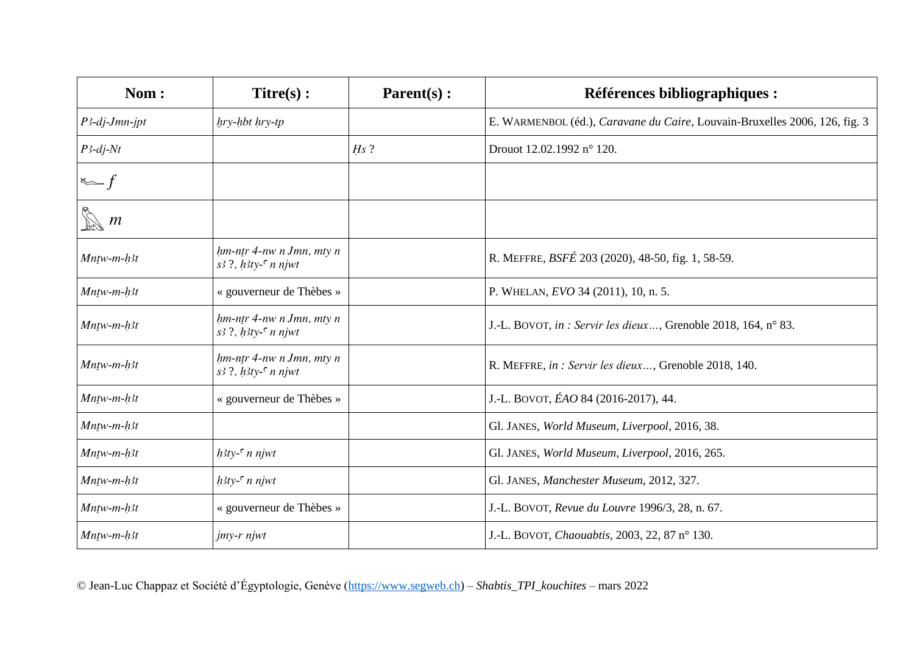| Nom : | Titre(s) : | Parent(s) : | Références bibliographiques : |
|---|---|---|---|
| *Pꜣ-dj-Jmn-jpt* | *ḥry-ḥbt ḥry-tp* | | E. WARMENBOL (éd.), *Caravane du Caire*, Louvain-Bruxelles 2006, 126, fig. 3 |
| *Pꜣ-dj-Nt* | | *Ḥs* ? | Drouot 12.02.1992 n° 120. |
| 𓆑 *f* | | | |
| 𓅐 *m* | | | |
| *Mnṯw-m-ḥꜣt* | *ḥm-nṯr 4-nw n Jmn, mty n sꜣ ?, ḥꜣty-ꜥ n njwt* | | R. MEFFRE, *BSFÉ* 203 (2020), 48-50, fig. 1, 58-59. |
| *Mnṯw-m-ḥꜣt* | « gouverneur de Thèbes » | | P. WHELAN, *EVO* 34 (2011), 10, n. 5. |
| *Mnṯw-m-ḥꜣt* | *ḥm-nṯr 4-nw n Jmn, mty n sꜣ ?, ḥꜣty-ꜥ n njwt* | | J.-L. BOVOT, *in : Servir les dieux…*, Grenoble 2018, 164, n° 83. |
| *Mnṯw-m-ḥꜣt* | *ḥm-nṯr 4-nw n Jmn, mty n sꜣ ?, ḥꜣty-ꜥ n njwt* | | R. MEFFRE, *in : Servir les dieux…*, Grenoble 2018, 140. |
| *Mnṯw-m-ḥꜣt* | « gouverneur de Thèbes » | | J.-L. BOVOT, *ÉAO* 84 (2016-2017), 44. |
| *Mnṯw-m-ḥꜣt* | | | Gl. JANES, *World Museum, Liverpool*, 2016, 38. |
| *Mnṯw-m-ḥꜣt* | *ḥꜣty-ꜥ n njwt* | | Gl. JANES, *World Museum, Liverpool*, 2016, 265. |
| *Mnṯw-m-ḥꜣt* | *ḥꜣty-ꜥ n njwt* | | Gl. JANES, *Manchester Museum*, 2012, 327. |
| *Mnṯw-m-ḥꜣt* | « gouverneur de Thèbes » | | J.-L. BOVOT, *Revue du Louvre* 1996/3, 28, n. 67. |
| *Mnṯw-m-ḥꜣt* | *jmy-r njwt* | | J.-L. BOVOT, *Chaouabtis*, 2003, 22, 87 n° 130. |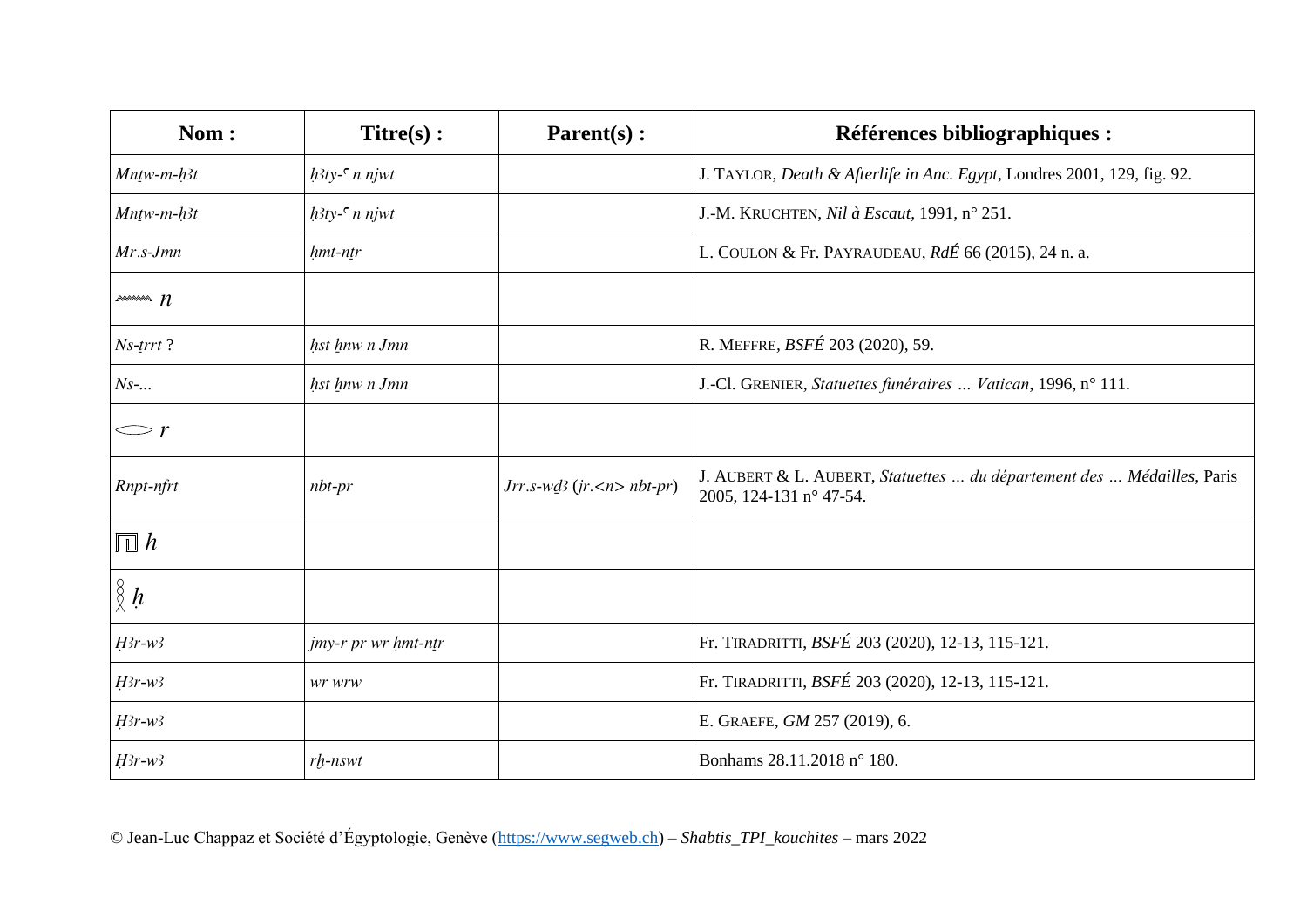| Nom : | Titre(s) : | Parent(s) : | Références bibliographiques : |
|---|---|---|---|
| *Mnṯw-m-ḥꜣt* | *ḥꜣty-ꜥ n njwt* | | J. TAYLOR, *Death & Afterlife in Anc. Egypt*, Londres 2001, 129, fig. 92. |
| *Mnṯw-m-ḥꜣt* | *ḥꜣty-ꜥ n njwt* | | J.-M. KRUCHTEN, *Nil à Escaut*, 1991, n° 251. |
| *Mr.s-Jmn* | *ḥmt-nṯr* | | L. COULON & Fr. PAYRAUDEAU, *RdÉ* 66 (2015), 24 n. a. |
| *n* | | | |
| *Ns-ṯrrt* ? | *ḥst ḫnw n Jmn* | | R. MEFFRE, *BSFÉ* 203 (2020), 59. |
| *Ns-...* | *ḥst ḫnw n Jmn* | | J.-Cl. GRENIER, *Statuettes funéraires … Vatican*, 1996, n° 111. |
| *r* | | | |
| *Rnpt-nfrt* | *nbt-pr* | *Jrr.s-wḏꜣ* (*jr.<n> nbt-pr*) | J. AUBERT & L. AUBERT, *Statuettes … du département des … Médailles*, Paris 2005, 124-131 n° 47-54. |
| *h* | | | |
| *ḥ* | | | |
| *Ḥꜣr-wꜣ* | *jmy-r pr wr ḥmt-nṯr* | | Fr. TIRADRITTI, *BSFÉ* 203 (2020), 12-13, 115-121. |
| *Ḥꜣr-wꜣ* | *wr wrw* | | Fr. TIRADRITTI, *BSFÉ* 203 (2020), 12-13, 115-121. |
| *Ḥꜣr-wꜣ* | | | E. GRAEFE, *GM* 257 (2019), 6. |
| *Ḥꜣr-wꜣ* | *rḫ-nswt* | | Bonhams 28.11.2018 n° 180. |

© Jean-Luc Chappaz et Société d'Égyptologie, Genève (https://www.segweb.ch) – *Shabtis_TPI_kouchites* – mars 2022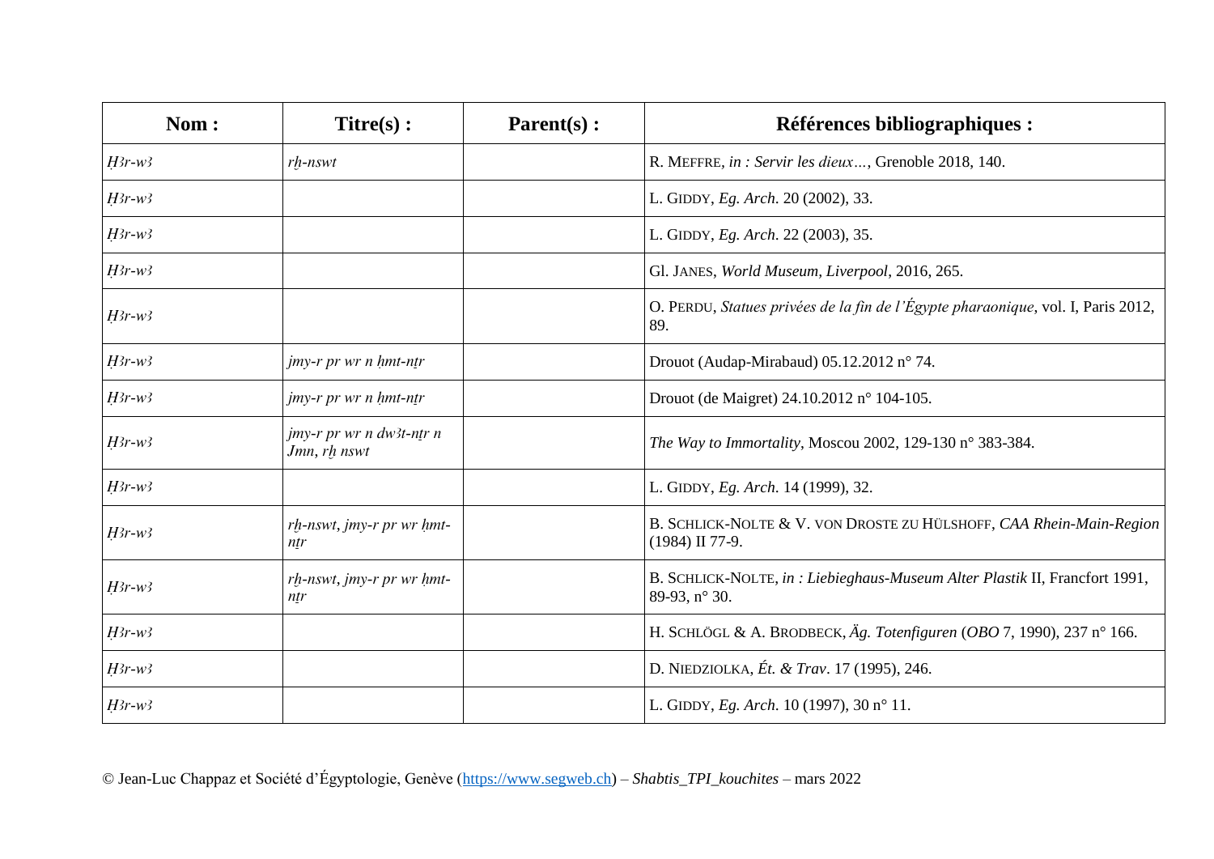| Nom : | Titre(s) : | Parent(s) : | Références bibliographiques : |
|---|---|---|---|
| *Ḥ3r-w3* | *rḫ-nswt* | | R. MEFFRE, *in : Servir les dieux…*, Grenoble 2018, 140. |
| *Ḥ3r-w3* | | | L. GIDDY, *Eg. Arch*. 20 (2002), 33. |
| *Ḥ3r-w3* | | | L. GIDDY, *Eg. Arch*. 22 (2003), 35. |
| *Ḥ3r-w3* | | | Gl. JANES, *World Museum, Liverpool*, 2016, 265. |
| *Ḥ3r-w3* | | | O. PERDU, *Statues privées de la fin de l'Égypte pharaonique*, vol. I, Paris 2012, 89. |
| *Ḥ3r-w3* | *jmy-r pr wr n ḥmt-nṯr* | | Drouot (Audap-Mirabaud) 05.12.2012 n° 74. |
| *Ḥ3r-w3* | *jmy-r pr wr n ḥmt-nṯr* | | Drouot (de Maigret) 24.10.2012 n° 104-105. |
| *Ḥ3r-w3* | *jmy-r pr wr n dw3t-nṯr n Jmn*, *rḫ nswt* | | *The Way to Immortality*, Moscou 2002, 129-130 n° 383-384. |
| *Ḥ3r-w3* | | | L. GIDDY, *Eg. Arch*. 14 (1999), 32. |
| *Ḥ3r-w3* | *rḫ-nswt*, *jmy-r pr wr ḥmt-nṯr* | | B. SCHLICK-NOLTE & V. VON DROSTE ZU HÜLSHOFF, *CAA Rhein-Main-Region* (1984) II 77-9. |
| *Ḥ3r-w3* | *rḫ-nswt*, *jmy-r pr wr ḥmt-nṯr* | | B. SCHLICK-NOLTE, *in : Liebieghaus-Museum Alter Plastik* II, Francfort 1991, 89-93, n° 30. |
| *Ḥ3r-w3* | | | H. SCHLÖGL & A. BRODBECK, *Äg. Totenfiguren* (*OBO* 7, 1990), 237 n° 166. |
| *Ḥ3r-w3* | | | D. NIEDZIOLKA, *Ét. & Trav*. 17 (1995), 246. |
| *Ḥ3r-w3* | | | L. GIDDY, *Eg. Arch*. 10 (1997), 30 n° 11. |

© Jean-Luc Chappaz et Société d'Égyptologie, Genève (https://www.segweb.ch) – *Shabtis_TPI_kouchites* – mars 2022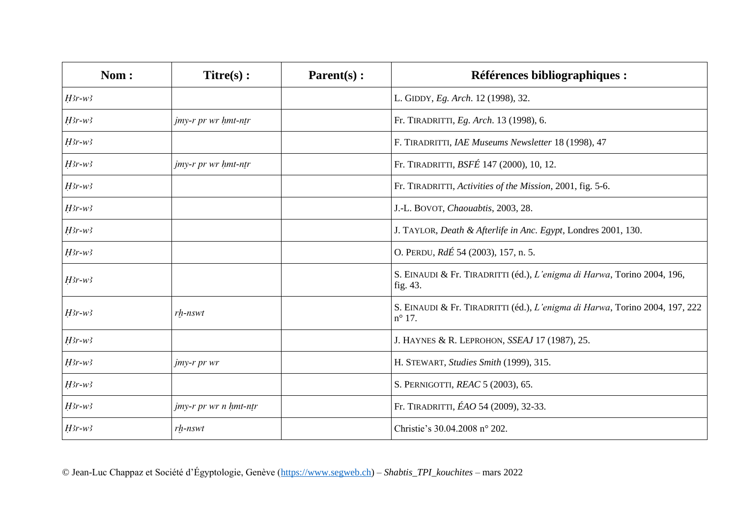| Nom : | Titre(s) : | Parent(s) : | Références bibliographiques : |
|---|---|---|---|
| *Ḥ3r-w3* | | | L. GIDDY, *Eg. Arch*. 12 (1998), 32. |
| *Ḥ3r-w3* | *jmy-r pr wr ḥmt-nṯr* | | Fr. TIRADRITTI, *Eg. Arch*. 13 (1998), 6. |
| *Ḥ3r-w3* | | | F. TIRADRITTI, *IAE Museums Newsletter* 18 (1998), 47 |
| *Ḥ3r-w3* | *jmy-r pr wr ḥmt-nṯr* | | Fr. TIRADRITTI, *BSFÉ* 147 (2000), 10, 12. |
| *Ḥ3r-w3* | | | Fr. TIRADRITTI, *Activities of the Mission*, 2001, fig. 5-6. |
| *Ḥ3r-w3* | | | J.-L. BOVOT, *Chaouabtis*, 2003, 28. |
| *Ḥ3r-w3* | | | J. TAYLOR, *Death & Afterlife in Anc. Egypt*, Londres 2001, 130. |
| *Ḥ3r-w3* | | | O. PERDU, *RdÉ* 54 (2003), 157, n. 5. |
| *Ḥ3r-w3* | | | S. EINAUDI & Fr. TIRADRITTI (éd.), *L'enigma di Harwa*, Torino 2004, 196, fig. 43. |
| *Ḥ3r-w3* | *rḫ-nswt* | | S. EINAUDI & Fr. TIRADRITTI (éd.), *L'enigma di Harwa*, Torino 2004, 197, 222 n° 17. |
| *Ḥ3r-w3* | | | J. HAYNES & R. LEPROHON, *SSEAJ* 17 (1987), 25. |
| *Ḥ3r-w3* | *jmy-r pr wr* | | H. STEWART, *Studies Smith* (1999), 315. |
| *Ḥ3r-w3* | | | S. PERNIGOTTI, *REAC* 5 (2003), 65. |
| *Ḥ3r-w3* | *jmy-r pr wr n ḥmt-nṯr* | | Fr. TIRADRITTI, *ÉAO* 54 (2009), 32-33. |
| *Ḥ3r-w3* | *rḫ-nswt* | | Christie's 30.04.2008 n° 202. |

© Jean-Luc Chappaz et Société d'Égyptologie, Genève (https://www.segweb.ch) – *Shabtis_TPI_kouchites* – mars 2022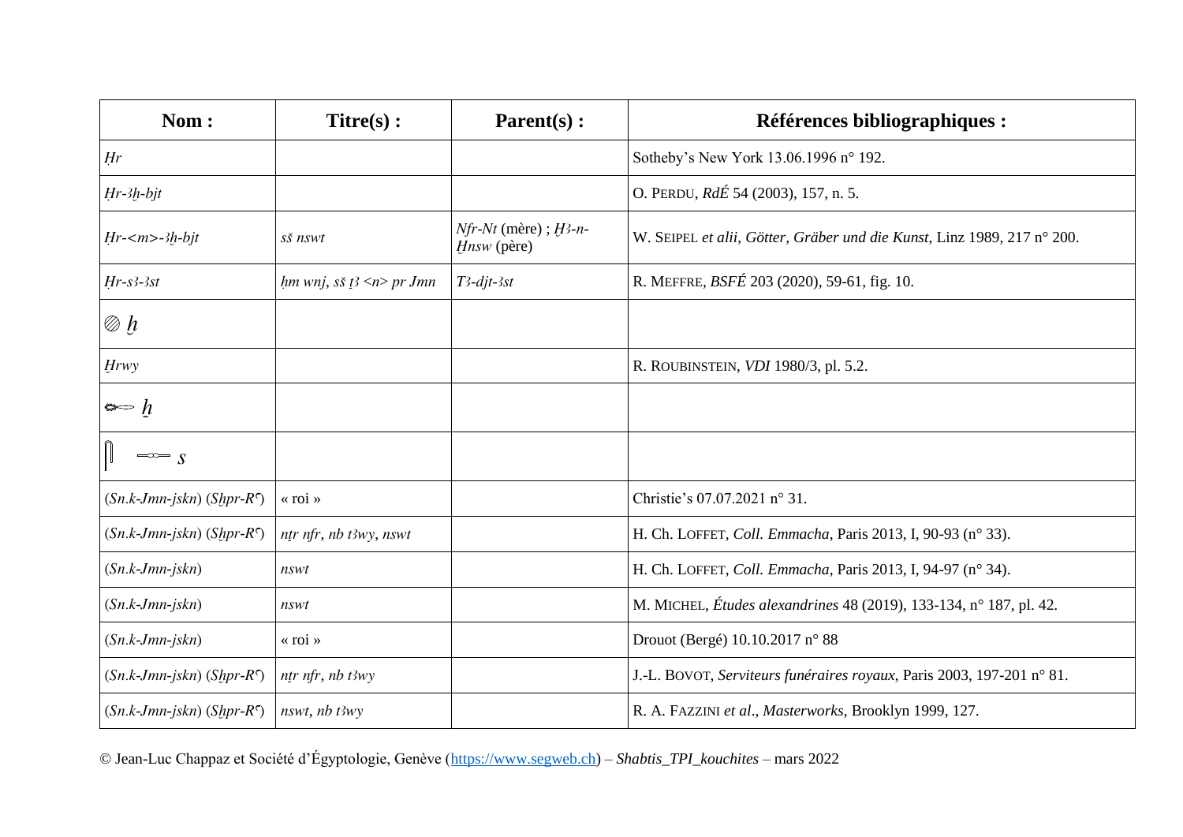| Nom : | Titre(s) : | Parent(s) : | Références bibliographiques : |
|---|---|---|---|
| *Ḥr* | | | Sotheby's New York 13.06.1996 n° 192. |
| *Ḥr-3ḫ-bjt* | | | O. PERDU, *RdÉ* 54 (2003), 157, n. 5. |
| *Ḥr-<m>-3ḫ-bjt* | *sš nswt* | *Nfr-Nt* (mère) ; *Ḫ3-n-Ḫnsw* (père) | W. SEIPEL *et alii*, *Götter, Gräber und die Kunst*, Linz 1989, 217 n° 200. |
| *Ḥr-s3-3st* | *ḥm wnj, sš ṯ3 <n> pr Jmn* | *T3-djt-3st* | R. MEFFRE, *BSFÉ* 203 (2020), 59-61, fig. 10. |
| ◍ *ḫ* | | | |
| *Ḫrwy* | | | R. ROUBINSTEIN, *VDI* 1980/3, pl. 5.2. |
| *ẖ* | | | |
| *s* | | | |
| (*Sn.k-Jmn-jskn*) (*Sḫpr-Rʿ*) | « roi » | | Christie's 07.07.2021 n° 31. |
| (*Sn.k-Jmn-jskn*) (*Sḫpr-Rʿ*) | *nṯr nfr, nb t3wy, nswt* | | H. Ch. LOFFET, *Coll. Emmacha*, Paris 2013, I, 90-93 (n° 33). |
| (*Sn.k-Jmn-jskn*) | *nswt* | | H. Ch. LOFFET, *Coll. Emmacha*, Paris 2013, I, 94-97 (n° 34). |
| (*Sn.k-Jmn-jskn*) | *nswt* | | M. MICHEL, *Études alexandrines* 48 (2019), 133-134, n° 187, pl. 42. |
| (*Sn.k-Jmn-jskn*) | « roi » | | Drouot (Bergé) 10.10.2017 n° 88 |
| (*Sn.k-Jmn-jskn*) (*Sḫpr-Rʿ*) | *nṯr nfr, nb t3wy* | | J.-L. BOVOT, *Serviteurs funéraires royaux*, Paris 2003, 197-201 n° 81. |
| (*Sn.k-Jmn-jskn*) (*Sḫpr-Rʿ*) | *nswt, nb t3wy* | | R. A. FAZZINI *et al.*, *Masterworks*, Brooklyn 1999, 127. |

© Jean-Luc Chappaz et Société d'Égyptologie, Genève (https://www.segweb.ch) – *Shabtis_TPI_kouchites* – mars 2022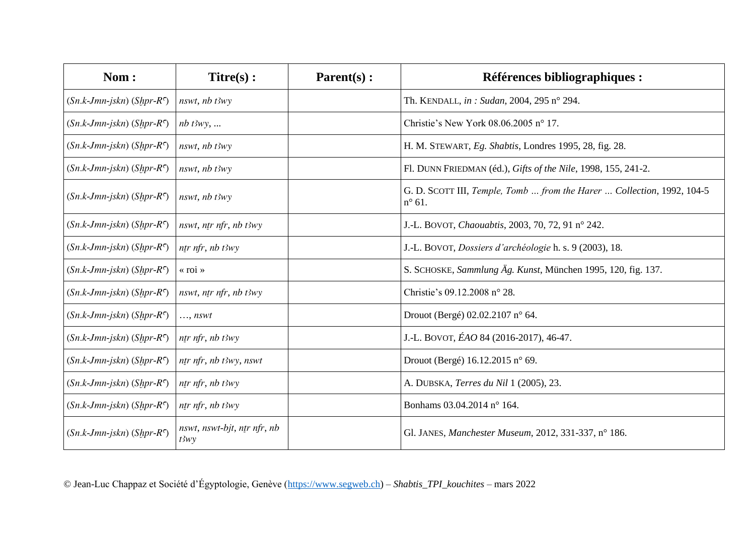| Nom : | Titre(s) : | Parent(s) : | Références bibliographiques : |
|---|---|---|---|
| (*Sn.k-Jmn-jskn*) (*Sḫpr-Rꜥ*) | *nswt*, *nb tꜣwy* | | Th. Kendall, *in : Sudan*, 2004, 295 n° 294. |
| (*Sn.k-Jmn-jskn*) (*Sḫpr-Rꜥ*) | *nb tꜣwy*, ... | | Christie's New York 08.06.2005 n° 17. |
| (*Sn.k-Jmn-jskn*) (*Sḫpr-Rꜥ*) | *nswt*, *nb tꜣwy* | | H. M. Stewart, *Eg. Shabtis*, Londres 1995, 28, fig. 28. |
| (*Sn.k-Jmn-jskn*) (*Sḫpr-Rꜥ*) | *nswt*, *nb tꜣwy* | | Fl. Dunn Friedman (éd.), *Gifts of the Nile*, 1998, 155, 241-2. |
| (*Sn.k-Jmn-jskn*) (*Sḫpr-Rꜥ*) | *nswt*, *nb tꜣwy* | | G. D. Scott III, *Temple, Tomb … from the Harer … Collection*, 1992, 104-5 n° 61. |
| (*Sn.k-Jmn-jskn*) (*Sḫpr-Rꜥ*) | *nswt*, *nṯr nfr*, *nb tꜣwy* | | J.-L. Bovot, *Chaouabtis*, 2003, 70, 72, 91 n° 242. |
| (*Sn.k-Jmn-jskn*) (*Sḫpr-Rꜥ*) | *nṯr nfr*, *nb tꜣwy* | | J.-L. Bovot, *Dossiers d'archéologie* h. s. 9 (2003), 18. |
| (*Sn.k-Jmn-jskn*) (*Sḫpr-Rꜥ*) | « roi » | | S. Schoske, *Sammlung Äg. Kunst*, München 1995, 120, fig. 137. |
| (*Sn.k-Jmn-jskn*) (*Sḫpr-Rꜥ*) | *nswt*, *nṯr nfr*, *nb tꜣwy* | | Christie's 09.12.2008 n° 28. |
| (*Sn.k-Jmn-jskn*) (*Sḫpr-Rꜥ*) | …, *nswt* | | Drouot (Bergé) 02.02.2107 n° 64. |
| (*Sn.k-Jmn-jskn*) (*Sḫpr-Rꜥ*) | *nṯr nfr*, *nb tꜣwy* | | J.-L. Bovot, *ÉAO* 84 (2016-2017), 46-47. |
| (*Sn.k-Jmn-jskn*) (*Sḫpr-Rꜥ*) | *nṯr nfr*, *nb tꜣwy*, *nswt* | | Drouot (Bergé) 16.12.2015 n° 69. |
| (*Sn.k-Jmn-jskn*) (*Sḫpr-Rꜥ*) | *nṯr nfr*, *nb tꜣwy* | | A. Dubska, *Terres du Nil* 1 (2005), 23. |
| (*Sn.k-Jmn-jskn*) (*Sḫpr-Rꜥ*) | *nṯr nfr*, *nb tꜣwy* | | Bonhams 03.04.2014 n° 164. |
| (*Sn.k-Jmn-jskn*) (*Sḫpr-Rꜥ*) | *nswt*, *nswt-bjt*, *nṯr nfr*, *nb tꜣwy* | | Gl. Janes, *Manchester Museum*, 2012, 331-337, n° 186. |

© Jean-Luc Chappaz et Société d'Égyptologie, Genève (https://www.segweb.ch) – *Shabtis_TPI_kouchites* – mars 2022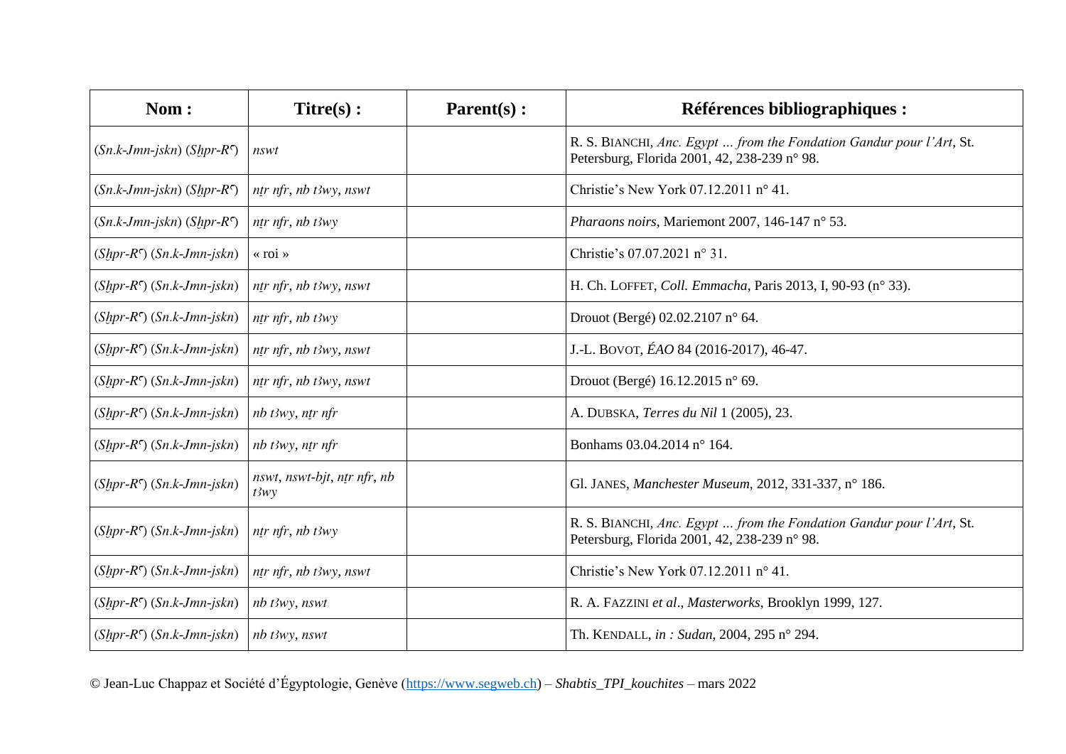| Nom : | Titre(s) : | Parent(s) : | Références bibliographiques : |
|---|---|---|---|
| (*Sn.k-Jmn-jskn*) (*Sḫpr-Rˁ*) | *nswt* | | R. S. BIANCHI, *Anc. Egypt ... from the Fondation Gandur pour l'Art*, St. Petersburg, Florida 2001, 42, 238-239 n° 98. |
| (*Sn.k-Jmn-jskn*) (*Sḫpr-Rˁ*) | *nṯr nfr*, *nb tꜣwy*, *nswt* | | Christie's New York 07.12.2011 n° 41. |
| (*Sn.k-Jmn-jskn*) (*Sḫpr-Rˁ*) | *nṯr nfr*, *nb tꜣwy* | | *Pharaons noirs*, Mariemont 2007, 146-147 n° 53. |
| (*Sḫpr-Rˁ*) (*Sn.k-Jmn-jskn*) | « roi » | | Christie's 07.07.2021 n° 31. |
| (*Sḫpr-Rˁ*) (*Sn.k-Jmn-jskn*) | *nṯr nfr*, *nb tꜣwy*, *nswt* | | H. Ch. LOFFET, *Coll. Emmacha*, Paris 2013, I, 90-93 (n° 33). |
| (*Sḫpr-Rˁ*) (*Sn.k-Jmn-jskn*) | *nṯr nfr*, *nb tꜣwy* | | Drouot (Bergé) 02.02.2107 n° 64. |
| (*Sḫpr-Rˁ*) (*Sn.k-Jmn-jskn*) | *nṯr nfr*, *nb tꜣwy*, *nswt* | | J.-L. BOVOT, *ÉAO* 84 (2016-2017), 46-47. |
| (*Sḫpr-Rˁ*) (*Sn.k-Jmn-jskn*) | *nṯr nfr*, *nb tꜣwy*, *nswt* | | Drouot (Bergé) 16.12.2015 n° 69. |
| (*Sḫpr-Rˁ*) (*Sn.k-Jmn-jskn*) | *nb tꜣwy*, *nṯr nfr* | | A. DUBSKA, *Terres du Nil* 1 (2005), 23. |
| (*Sḫpr-Rˁ*) (*Sn.k-Jmn-jskn*) | *nb tꜣwy*, *nṯr nfr* | | Bonhams 03.04.2014 n° 164. |
| (*Sḫpr-Rˁ*) (*Sn.k-Jmn-jskn*) | *nswt*, *nswt-bjt*, *nṯr nfr*, *nb tꜣwy* | | Gl. JANES, *Manchester Museum*, 2012, 331-337, n° 186. |
| (*Sḫpr-Rˁ*) (*Sn.k-Jmn-jskn*) | *nṯr nfr*, *nb tꜣwy* | | R. S. BIANCHI, *Anc. Egypt ... from the Fondation Gandur pour l'Art*, St. Petersburg, Florida 2001, 42, 238-239 n° 98. |
| (*Sḫpr-Rˁ*) (*Sn.k-Jmn-jskn*) | *nṯr nfr*, *nb tꜣwy*, *nswt* | | Christie's New York 07.12.2011 n° 41. |
| (*Sḫpr-Rˁ*) (*Sn.k-Jmn-jskn*) | *nb tꜣwy*, *nswt* | | R. A. FAZZINI *et al.*, *Masterworks*, Brooklyn 1999, 127. |
| (*Sḫpr-Rˁ*) (*Sn.k-Jmn-jskn*) | *nb tꜣwy*, *nswt* | | Th. KENDALL, *in : Sudan*, 2004, 295 n° 294. |

© Jean-Luc Chappaz et Société d'Égyptologie, Genève (https://www.segweb.ch) – *Shabtis_TPI_kouchites* – mars 2022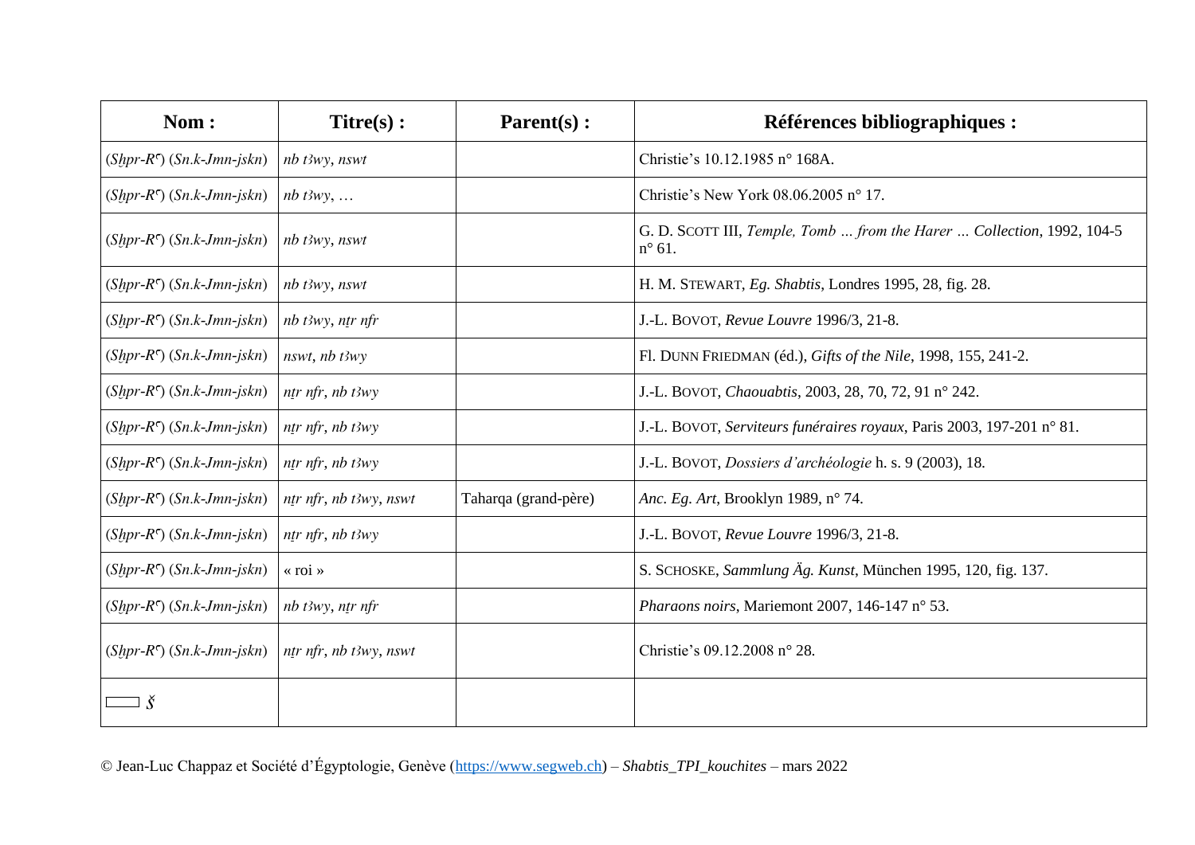| Nom : | Titre(s) : | Parent(s) : | Références bibliographiques : |
|---|---|---|---|
| (*Sḫpr-Rꜥ*) (*Sn.k-Jmn-jskn*) | *nb tꜣwy*, *nswt* | | Christie's 10.12.1985 n° 168A. |
| (*Sḫpr-Rꜥ*) (*Sn.k-Jmn-jskn*) | *nb tꜣwy*, … | | Christie's New York 08.06.2005 n° 17. |
| (*Sḫpr-Rꜥ*) (*Sn.k-Jmn-jskn*) | *nb tꜣwy*, *nswt* | | G. D. SCOTT III, *Temple, Tomb … from the Harer … Collection*, 1992, 104-5 n° 61. |
| (*Sḫpr-Rꜥ*) (*Sn.k-Jmn-jskn*) | *nb tꜣwy*, *nswt* | | H. M. STEWART, *Eg. Shabtis*, Londres 1995, 28, fig. 28. |
| (*Sḫpr-Rꜥ*) (*Sn.k-Jmn-jskn*) | *nb tꜣwy*, *nṯr nfr* | | J.-L. BOVOT, *Revue Louvre* 1996/3, 21-8. |
| (*Sḫpr-Rꜥ*) (*Sn.k-Jmn-jskn*) | *nswt*, *nb tꜣwy* | | Fl. DUNN FRIEDMAN (éd.), *Gifts of the Nile*, 1998, 155, 241-2. |
| (*Sḫpr-Rꜥ*) (*Sn.k-Jmn-jskn*) | *nṯr nfr*, *nb tꜣwy* | | J.-L. BOVOT, *Chaouabtis*, 2003, 28, 70, 72, 91 n° 242. |
| (*Sḫpr-Rꜥ*) (*Sn.k-Jmn-jskn*) | *nṯr nfr*, *nb tꜣwy* | | J.-L. BOVOT, *Serviteurs funéraires royaux*, Paris 2003, 197-201 n° 81. |
| (*Sḫpr-Rꜥ*) (*Sn.k-Jmn-jskn*) | *nṯr nfr*, *nb tꜣwy* | | J.-L. BOVOT, *Dossiers d'archéologie* h. s. 9 (2003), 18. |
| (*Sḫpr-Rꜥ*) (*Sn.k-Jmn-jskn*) | *nṯr nfr*, *nb tꜣwy*, *nswt* | Taharqa (grand-père) | *Anc. Eg. Art*, Brooklyn 1989, n° 74. |
| (*Sḫpr-Rꜥ*) (*Sn.k-Jmn-jskn*) | *nṯr nfr*, *nb tꜣwy* | | J.-L. BOVOT, *Revue Louvre* 1996/3, 21-8. |
| (*Sḫpr-Rꜥ*) (*Sn.k-Jmn-jskn*) | « roi » | | S. SCHOSKE, *Sammlung Äg. Kunst*, München 1995, 120, fig. 137. |
| (*Sḫpr-Rꜥ*) (*Sn.k-Jmn-jskn*) | *nb tꜣwy*, *nṯr nfr* | | *Pharaons noirs*, Mariemont 2007, 146-147 n° 53. |
| (*Sḫpr-Rꜥ*) (*Sn.k-Jmn-jskn*) | *nṯr nfr*, *nb tꜣwy*, *nswt* | | Christie's 09.12.2008 n° 28. |
| ▭ *Š* | | | |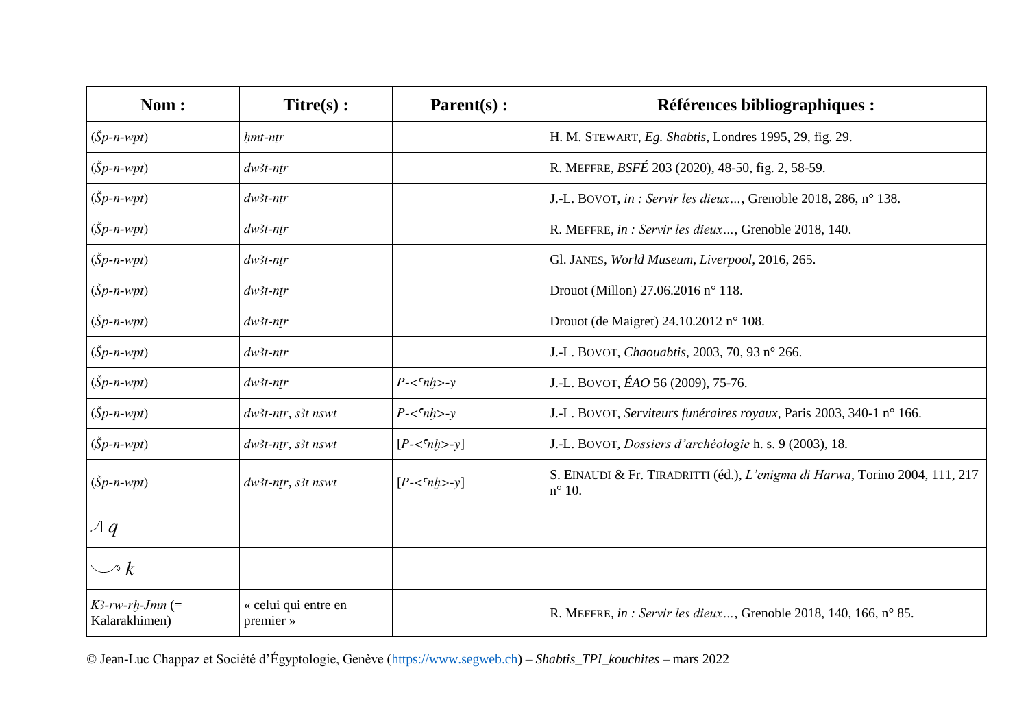| **Nom :** | **Titre(s) :** | **Parent(s) :** | **Références bibliographiques :** |
|---|---|---|---|
| (*Šp-n-wpt*) | *ḥmt-nṯr* | | H. M. STEWART, *Eg. Shabtis*, Londres 1995, 29, fig. 29. |
| (*Šp-n-wpt*) | *dwꜣt-nṯr* | | R. MEFFRE, *BSFÉ* 203 (2020), 48-50, fig. 2, 58-59. |
| (*Šp-n-wpt*) | *dwꜣt-nṯr* | | J.-L. BOVOT, *in : Servir les dieux…*, Grenoble 2018, 286, n° 138. |
| (*Šp-n-wpt*) | *dwꜣt-nṯr* | | R. MEFFRE, *in : Servir les dieux…*, Grenoble 2018, 140. |
| (*Šp-n-wpt*) | *dwꜣt-nṯr* | | Gl. JANES, *World Museum, Liverpool*, 2016, 265. |
| (*Šp-n-wpt*) | *dwꜣt-nṯr* | | Drouot (Millon) 27.06.2016 n° 118. |
| (*Šp-n-wpt*) | *dwꜣt-nṯr* | | Drouot (de Maigret) 24.10.2012 n° 108. |
| (*Šp-n-wpt*) | *dwꜣt-nṯr* | | J.-L. BOVOT, *Chaouabtis*, 2003, 70, 93 n° 266. |
| (*Šp-n-wpt*) | *dwꜣt-nṯr* | *P-<ꜥnḫ>-y* | J.-L. BOVOT, *ÉAO* 56 (2009), 75-76. |
| (*Šp-n-wpt*) | *dwꜣt-nṯr*, *sꜣt nswt* | *P-<ꜥnḫ>-y* | J.-L. BOVOT, *Serviteurs funéraires royaux*, Paris 2003, 340-1 n° 166. |
| (*Šp-n-wpt*) | *dwꜣt-nṯr*, *sꜣt nswt* | [*P-<ꜥnḫ>-y*] | J.-L. BOVOT, *Dossiers d'archéologie* h. s. 9 (2003), 18. |
| (*Šp-n-wpt*) | *dwꜣt-nṯr*, *sꜣt nswt* | [*P-<ꜥnḫ>-y*] | S. EINAUDI & Fr. TIRADRITTI (éd.), *L'enigma di Harwa*, Torino 2004, 111, 217 n° 10. |
| *q* | | | |
| *k* | | | |
| *Kꜣ-rw-rḥ-Jmn* (= Kalarakhimen) | « celui qui entre en premier » | | R. MEFFRE, *in : Servir les dieux…*, Grenoble 2018, 140, 166, n° 85. |

© Jean-Luc Chappaz et Société d'Égyptologie, Genève (https://www.segweb.ch) – *Shabtis_TPI_kouchites* – mars 2022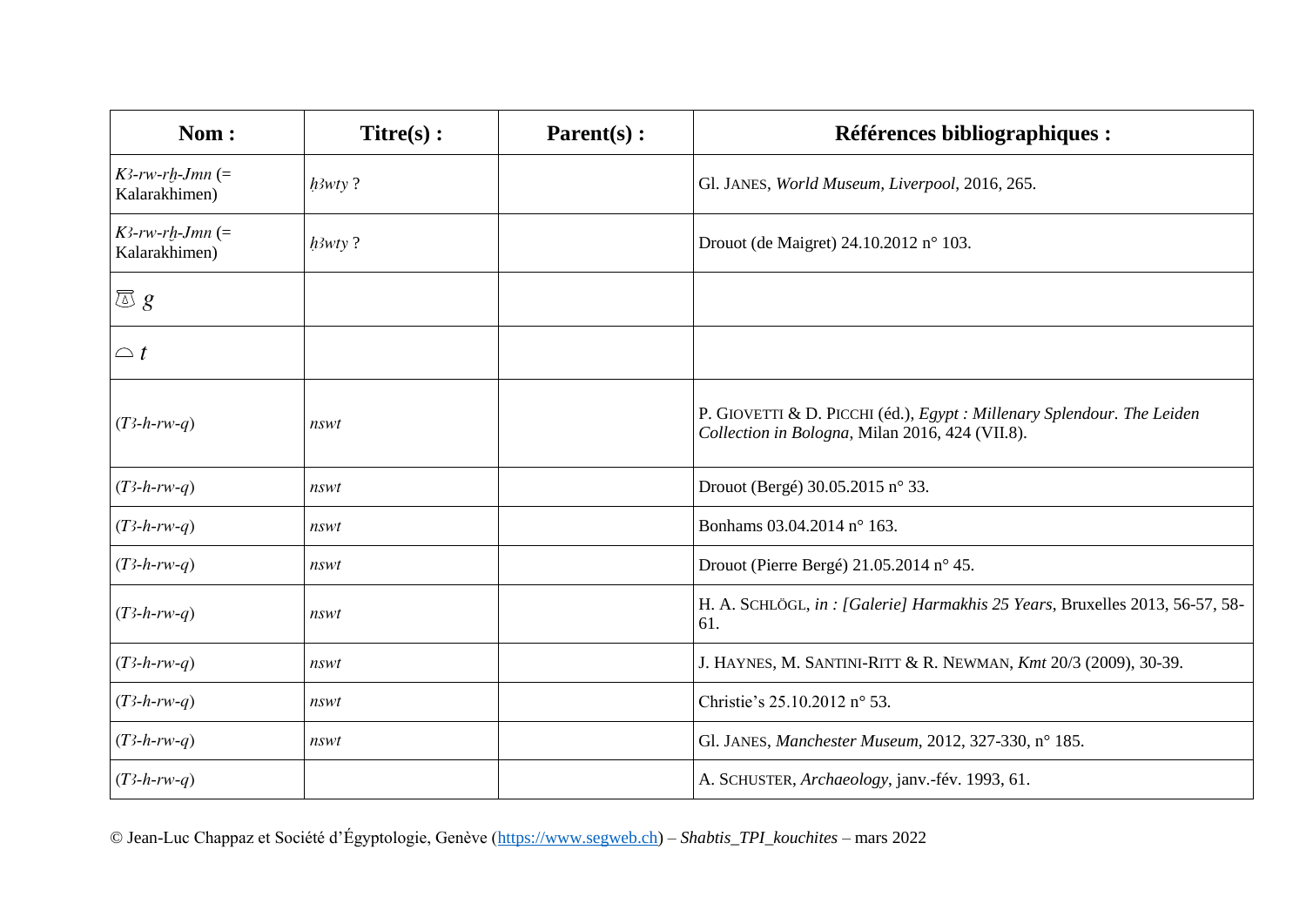| Nom : | Titre(s) : | Parent(s) : | Références bibliographiques : |
|---|---|---|---|
| *Kꜣ-rw-rḥ-Jmn* (= Kalarakhimen) | *ḥꜣwty* ? | | Gl. JANES, *World Museum, Liverpool*, 2016, 265. |
| *Kꜣ-rw-rḥ-Jmn* (= Kalarakhimen) | *ḥꜣwty* ? | | Drouot (de Maigret) 24.10.2012 n° 103. |
| *g* | | | |
| *t* | | | |
| (*Tꜣ-h-rw-q*) | *nswt* | | P. GIOVETTI & D. PICCHI (éd.), *Egypt : Millenary Splendour. The Leiden Collection in Bologna*, Milan 2016, 424 (VII.8). |
| (*Tꜣ-h-rw-q*) | *nswt* | | Drouot (Bergé) 30.05.2015 n° 33. |
| (*Tꜣ-h-rw-q*) | *nswt* | | Bonhams 03.04.2014 n° 163. |
| (*Tꜣ-h-rw-q*) | *nswt* | | Drouot (Pierre Bergé) 21.05.2014 n° 45. |
| (*Tꜣ-h-rw-q*) | *nswt* | | H. A. SCHLÖGL, *in : [Galerie] Harmakhis 25 Years*, Bruxelles 2013, 56-57, 58-61. |
| (*Tꜣ-h-rw-q*) | *nswt* | | J. HAYNES, M. SANTINI-RITT & R. NEWMAN, *Kmt* 20/3 (2009), 30-39. |
| (*Tꜣ-h-rw-q*) | *nswt* | | Christie's 25.10.2012 n° 53. |
| (*Tꜣ-h-rw-q*) | *nswt* | | Gl. JANES, *Manchester Museum*, 2012, 327-330, n° 185. |
| (*Tꜣ-h-rw-q*) | | | A. SCHUSTER, *Archaeology*, janv.-fév. 1993, 61. |

© Jean-Luc Chappaz et Société d'Égyptologie, Genève (https://www.segweb.ch) – *Shabtis_TPI_kouchites* – mars 2022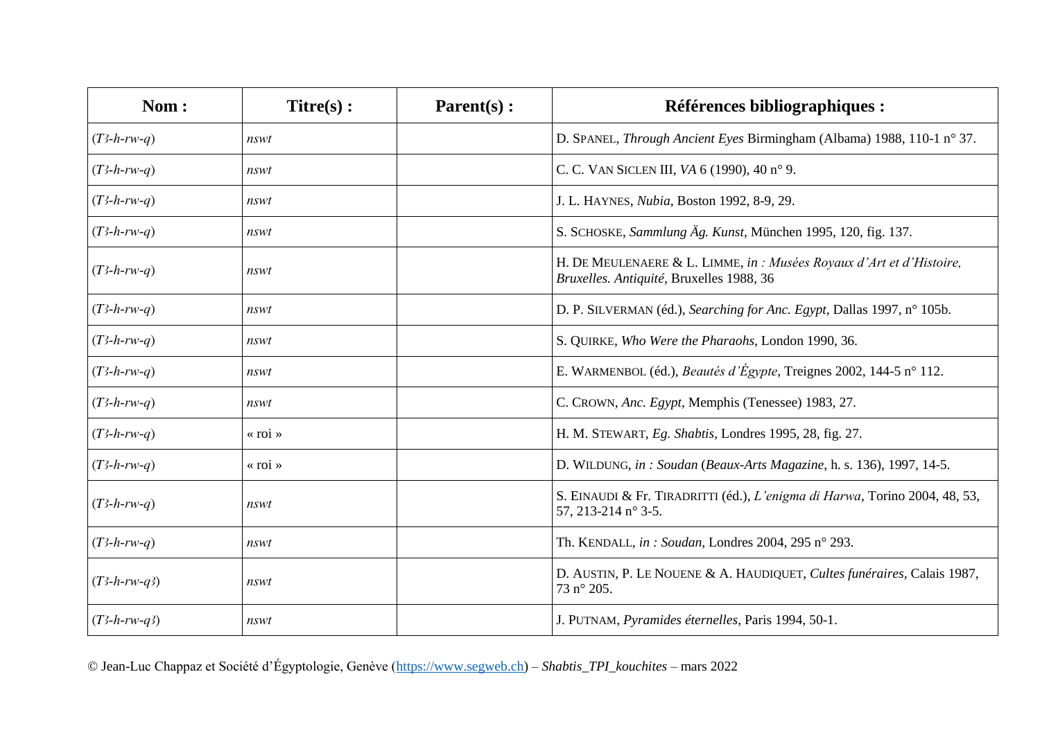| Nom : | Titre(s) : | Parent(s) : | Références bibliographiques : |
|---|---|---|---|
| (*Tꜣ-h-rw-q*) | *nswt* | | D. SPANEL, *Through Ancient Eyes* Birmingham (Albama) 1988, 110-1 n° 37. |
| (*Tꜣ-h-rw-q*) | *nswt* | | C. C. VAN SICLEN III, *VA* 6 (1990), 40 n° 9. |
| (*Tꜣ-h-rw-q*) | *nswt* | | J. L. HAYNES, *Nubia*, Boston 1992, 8-9, 29. |
| (*Tꜣ-h-rw-q*) | *nswt* | | S. SCHOSKE, *Sammlung Äg. Kunst*, München 1995, 120, fig. 137. |
| (*Tꜣ-h-rw-q*) | *nswt* | | H. DE MEULENAERE & L. LIMME, *in : Musées Royaux d'Art et d'Histoire, Bruxelles. Antiquité*, Bruxelles 1988, 36 |
| (*Tꜣ-h-rw-q*) | *nswt* | | D. P. SILVERMAN (éd.), *Searching for Anc. Egypt*, Dallas 1997, n° 105b. |
| (*Tꜣ-h-rw-q*) | *nswt* | | S. QUIRKE, *Who Were the Pharaohs*, London 1990, 36. |
| (*Tꜣ-h-rw-q*) | *nswt* | | E. WARMENBOL (éd.), *Beautés d'Égypte*, Treignes 2002, 144-5 n° 112. |
| (*Tꜣ-h-rw-q*) | *nswt* | | C. CROWN, *Anc. Egypt*, Memphis (Tenessee) 1983, 27. |
| (*Tꜣ-h-rw-q*) | « roi » | | H. M. STEWART, *Eg. Shabtis*, Londres 1995, 28, fig. 27. |
| (*Tꜣ-h-rw-q*) | « roi » | | D. WILDUNG, *in : Soudan* (*Beaux-Arts Magazine*, h. s. 136), 1997, 14-5. |
| (*Tꜣ-h-rw-q*) | *nswt* | | S. EINAUDI & Fr. TIRADRITTI (éd.), *L'enigma di Harwa*, Torino 2004, 48, 53, 57, 213-214 n° 3-5. |
| (*Tꜣ-h-rw-q*) | *nswt* | | Th. KENDALL, *in : Soudan*, Londres 2004, 295 n° 293. |
| (*Tꜣ-h-rw-qꜣ*) | *nswt* | | D. AUSTIN, P. LE NOUENE & A. HAUDIQUET, *Cultes funéraires*, Calais 1987, 73 n° 205. |
| (*Tꜣ-h-rw-qꜣ*) | *nswt* | | J. PUTNAM, *Pyramides éternelles*, Paris 1994, 50-1. |

© Jean-Luc Chappaz et Société d'Égyptologie, Genève (https://www.segweb.ch) – *Shabtis_TPI_kouchites* – mars 2022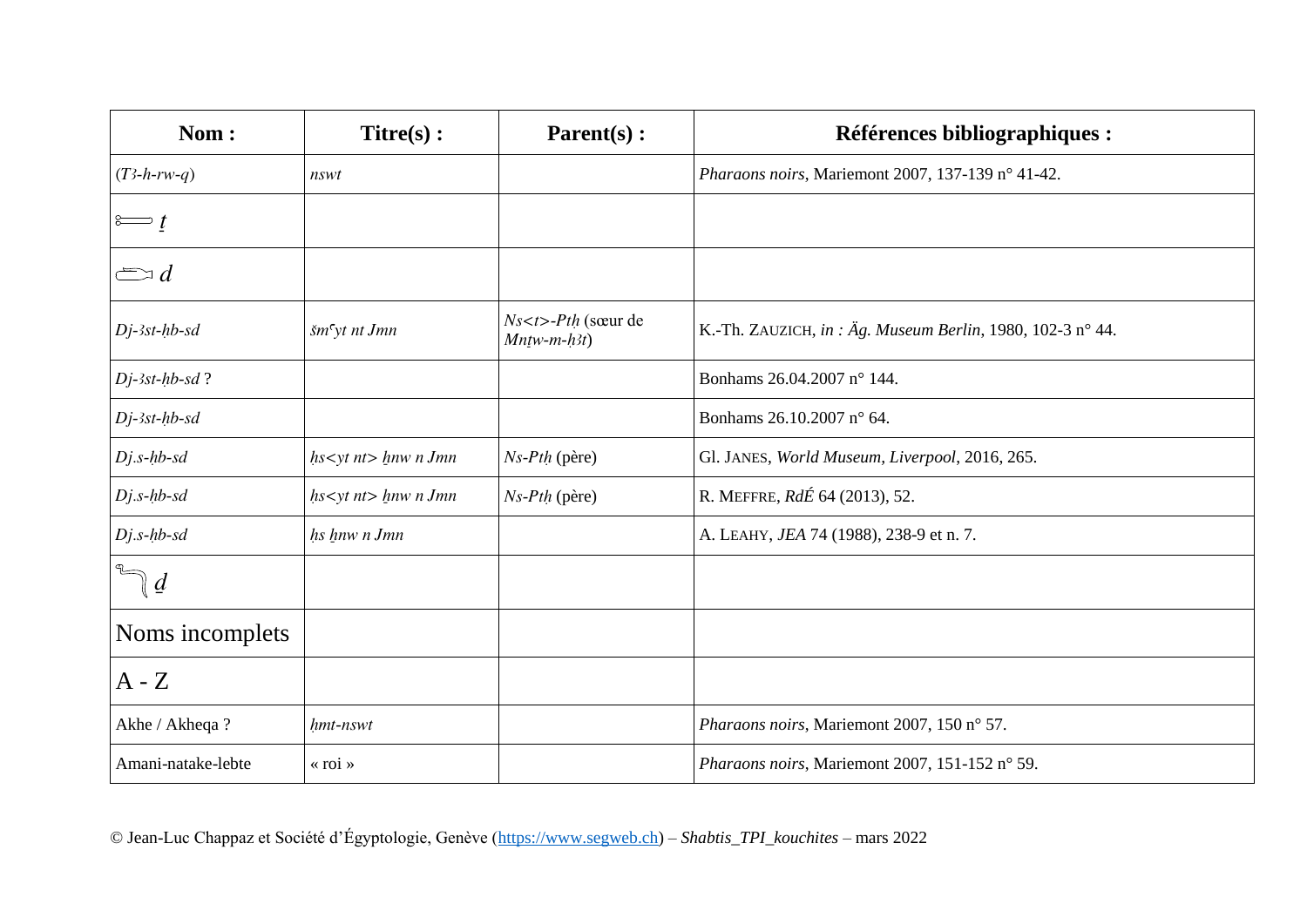| Nom : | Titre(s) : | Parent(s) : | Références bibliographiques : |
|---|---|---|---|
| (*Tꜣ-h-rw-q*) | *nswt* | | *Pharaons noirs*, Mariemont 2007, 137-139 n° 41-42. |
| *ṯ* | | | |
| *d* | | | |
| *Dj-ꜣst-ḥb-sd* | *šmꜥyt nt Jmn* | *Ns<t>-Ptḥ* (sœur de *Mnṯw-m-ḥꜣt*) | K.-Th. ZAUZICH, *in : Äg. Museum Berlin*, 1980, 102-3 n° 44. |
| *Dj-ꜣst-ḥb-sd* ? | | | Bonhams 26.04.2007 n° 144. |
| *Dj-ꜣst-ḥb-sd* | | | Bonhams 26.10.2007 n° 64. |
| *Dj.s-ḥb-sd* | *ḥs<yt nt> ẖnw n Jmn* | *Ns-Ptḥ* (père) | Gl. JANES, *World Museum, Liverpool*, 2016, 265. |
| *Dj.s-ḥb-sd* | *ḥs<yt nt> ẖnw n Jmn* | *Ns-Ptḥ* (père) | R. MEFFRE, *RdÉ* 64 (2013), 52. |
| *Dj.s-ḥb-sd* | *ḥs ẖnw n Jmn* | | A. LEAHY, *JEA* 74 (1988), 238-9 et n. 7. |
| *ḏ* | | | |
| Noms incomplets | | | |
| A - Z | | | |
| Akhe / Akheqa ? | *ḥmt-nswt* | | *Pharaons noirs*, Mariemont 2007, 150 n° 57. |
| Amani-natake-lebte | « roi » | | *Pharaons noirs*, Mariemont 2007, 151-152 n° 59. |

© Jean-Luc Chappaz et Société d'Égyptologie, Genève (https://www.segweb.ch) – *Shabtis_TPI_kouchites* – mars 2022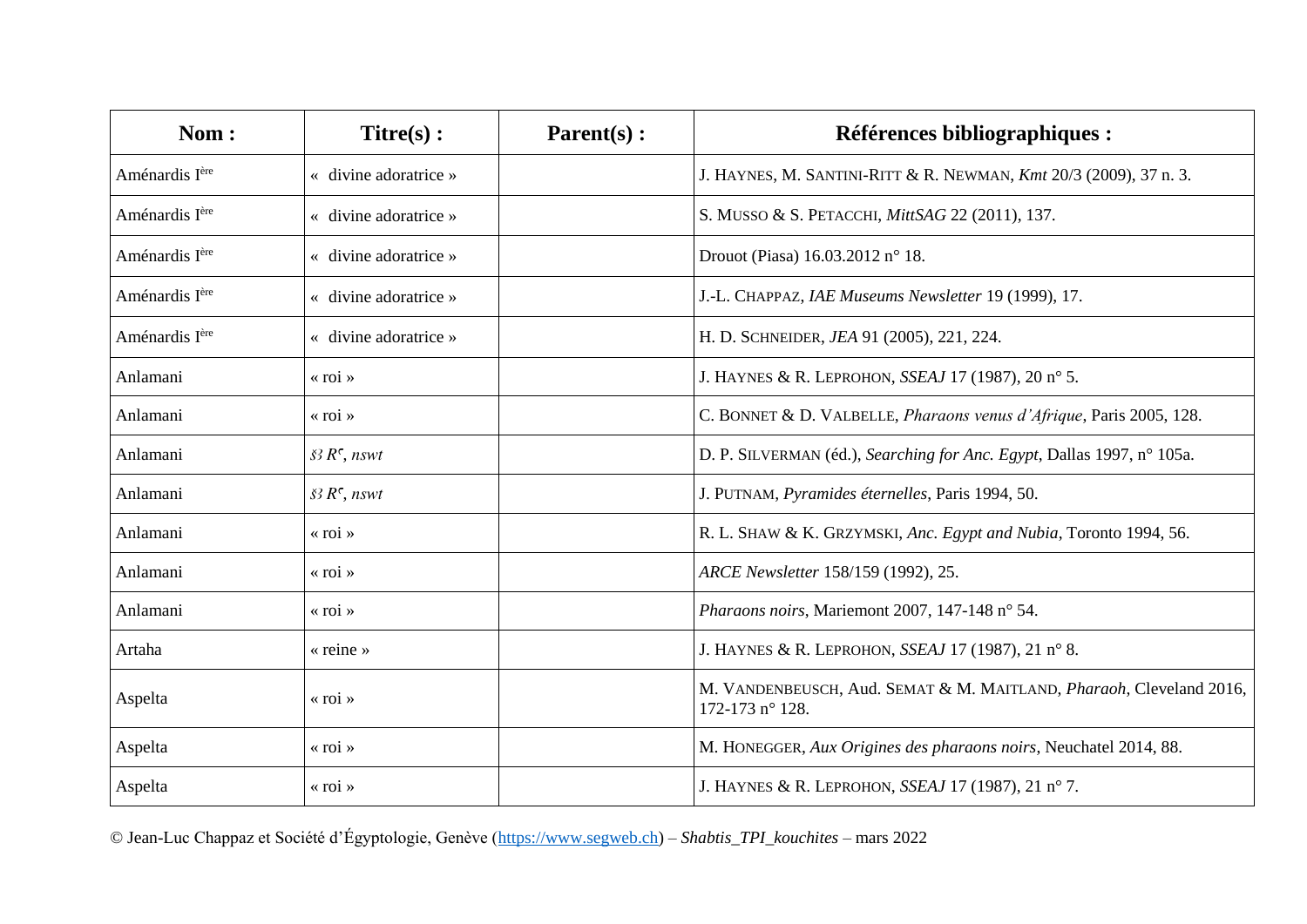| Nom : | Titre(s) : | Parent(s) : | Références bibliographiques : |
|---|---|---|---|
| Aménardis Ière | « divine adoratrice » | | J. HAYNES, M. SANTINI-RITT & R. NEWMAN, *Kmt* 20/3 (2009), 37 n. 3. |
| Aménardis Ière | « divine adoratrice » | | S. MUSSO & S. PETACCHI, *MittSAG* 22 (2011), 137. |
| Aménardis Ière | « divine adoratrice » | | Drouot (Piasa) 16.03.2012 n° 18. |
| Aménardis Ière | « divine adoratrice » | | J.-L. CHAPPAZ, *IAE Museums Newsletter* 19 (1999), 17. |
| Aménardis Ière | « divine adoratrice » | | H. D. SCHNEIDER, *JEA* 91 (2005), 221, 224. |
| Anlamani | « roi » | | J. HAYNES & R. LEPROHON, *SSEAJ* 17 (1987), 20 n° 5. |
| Anlamani | « roi » | | C. BONNET & D. VALBELLE, *Pharaons venus d'Afrique*, Paris 2005, 128. |
| Anlamani | *sꜣ Rꜥ*, *nswt* | | D. P. SILVERMAN (éd.), *Searching for Anc. Egypt*, Dallas 1997, n° 105a. |
| Anlamani | *sꜣ Rꜥ*, *nswt* | | J. PUTNAM, *Pyramides éternelles*, Paris 1994, 50. |
| Anlamani | « roi » | | R. L. SHAW & K. GRZYMSKI, *Anc. Egypt and Nubia*, Toronto 1994, 56. |
| Anlamani | « roi » | | *ARCE Newsletter* 158/159 (1992), 25. |
| Anlamani | « roi » | | *Pharaons noirs*, Mariemont 2007, 147-148 n° 54. |
| Artaha | « reine » | | J. HAYNES & R. LEPROHON, *SSEAJ* 17 (1987), 21 n° 8. |
| Aspelta | « roi » | | M. VANDENBEUSCH, Aud. SEMAT & M. MAITLAND, *Pharaoh*, Cleveland 2016, 172-173 n° 128. |
| Aspelta | « roi » | | M. HONEGGER, *Aux Origines des pharaons noirs*, Neuchatel 2014, 88. |
| Aspelta | « roi » | | J. HAYNES & R. LEPROHON, *SSEAJ* 17 (1987), 21 n° 7. |

© Jean-Luc Chappaz et Société d'Égyptologie, Genève (https://www.segweb.ch) – *Shabtis_TPI_kouchites* – mars 2022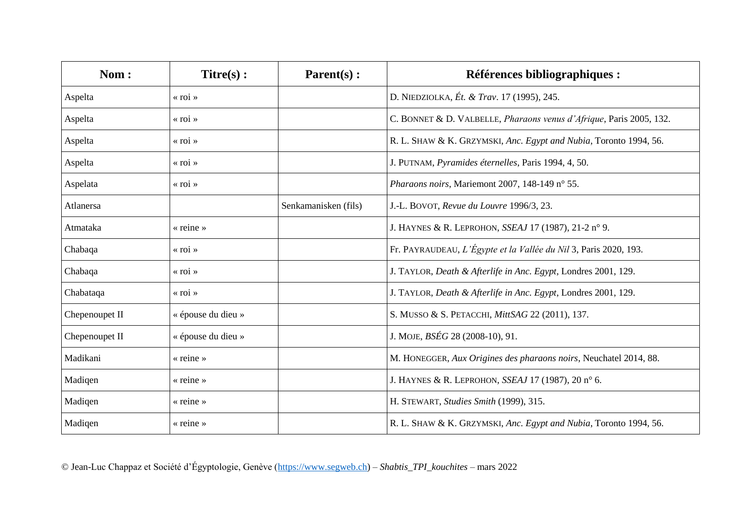| Nom : | Titre(s) : | Parent(s) : | Références bibliographiques : |
|---|---|---|---|
| Aspelta | « roi » | | D. NIEDZIOLKA, *Ét. & Trav*. 17 (1995), 245. |
| Aspelta | « roi » | | C. BONNET & D. VALBELLE, *Pharaons venus d'Afrique*, Paris 2005, 132. |
| Aspelta | « roi » | | R. L. SHAW & K. GRZYMSKI, *Anc. Egypt and Nubia*, Toronto 1994, 56. |
| Aspelta | « roi » | | J. PUTNAM, *Pyramides éternelles*, Paris 1994, 4, 50. |
| Aspelata | « roi » | | *Pharaons noirs*, Mariemont 2007, 148-149 n° 55. |
| Atlanersa | | Senkamanisken (fils) | J.-L. BOVOT, *Revue du Louvre* 1996/3, 23. |
| Atmataka | « reine » | | J. HAYNES & R. LEPROHON, *SSEAJ* 17 (1987), 21-2 n° 9. |
| Chabaqa | « roi » | | Fr. PAYRAUDEAU, *L'Égypte et la Vallée du Nil* 3, Paris 2020, 193. |
| Chabaqa | « roi » | | J. TAYLOR, *Death & Afterlife in Anc. Egypt*, Londres 2001, 129. |
| Chabataqa | « roi » | | J. TAYLOR, *Death & Afterlife in Anc. Egypt*, Londres 2001, 129. |
| Chepenoupet II | « épouse du dieu » | | S. MUSSO & S. PETACCHI, *MittSAG* 22 (2011), 137. |
| Chepenoupet II | « épouse du dieu » | | J. MOJE, *BSÉG* 28 (2008-10), 91. |
| Madikani | « reine » | | M. HONEGGER, *Aux Origines des pharaons noirs*, Neuchatel 2014, 88. |
| Madiqen | « reine » | | J. HAYNES & R. LEPROHON, *SSEAJ* 17 (1987), 20 n° 6. |
| Madiqen | « reine » | | H. STEWART, *Studies Smith* (1999), 315. |
| Madiqen | « reine » | | R. L. SHAW & K. GRZYMSKI, *Anc. Egypt and Nubia*, Toronto 1994, 56. |

© Jean-Luc Chappaz et Société d'Égyptologie, Genève (https://www.segweb.ch) – *Shabtis_TPI_kouchites* – mars 2022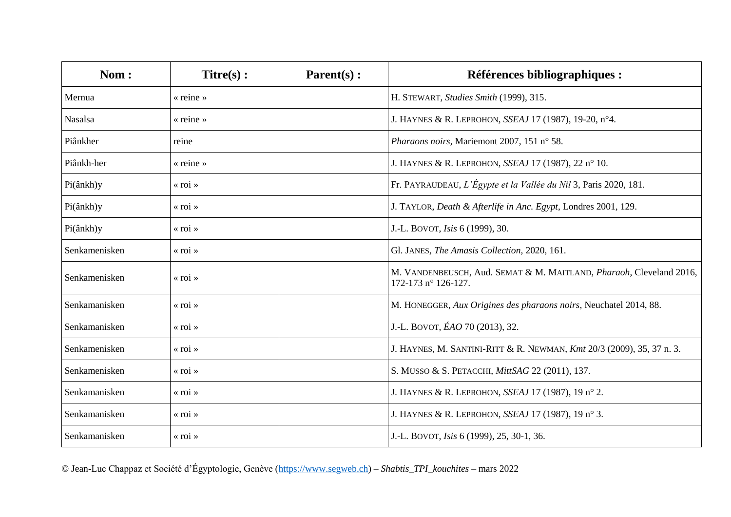| Nom : | Titre(s) : | Parent(s) : | Références bibliographiques : |
|---|---|---|---|
| Mernua | « reine » | | H. STEWART, *Studies Smith* (1999), 315. |
| Nasalsa | « reine » | | J. HAYNES & R. LEPROHON, *SSEAJ* 17 (1987), 19-20, n°4. |
| Piânkher | reine | | *Pharaons noirs*, Mariemont 2007, 151 n° 58. |
| Piânkh-her | « reine » | | J. HAYNES & R. LEPROHON, *SSEAJ* 17 (1987), 22 n° 10. |
| Pi(ânkh)y | « roi » | | Fr. PAYRAUDEAU, *L'Égypte et la Vallée du Nil* 3, Paris 2020, 181. |
| Pi(ânkh)y | « roi » | | J. TAYLOR, *Death & Afterlife in Anc. Egypt*, Londres 2001, 129. |
| Pi(ânkh)y | « roi » | | J.-L. BOVOT, *Isis* 6 (1999), 30. |
| Senkamenisken | « roi » | | Gl. JANES, *The Amasis Collection*, 2020, 161. |
| Senkamenisken | « roi » | | M. VANDENBEUSCH, Aud. SEMAT & M. MAITLAND, *Pharaoh*, Cleveland 2016, 172-173 n° 126-127. |
| Senkamanisken | « roi » | | M. HONEGGER, *Aux Origines des pharaons noirs*, Neuchatel 2014, 88. |
| Senkamanisken | « roi » | | J.-L. BOVOT, *ÉAO* 70 (2013), 32. |
| Senkamenisken | « roi » | | J. HAYNES, M. SANTINI-RITT & R. NEWMAN, *Kmt* 20/3 (2009), 35, 37 n. 3. |
| Senkamenisken | « roi » | | S. MUSSO & S. PETACCHI, *MittSAG* 22 (2011), 137. |
| Senkamanisken | « roi » | | J. HAYNES & R. LEPROHON, *SSEAJ* 17 (1987), 19 n° 2. |
| Senkamanisken | « roi » | | J. HAYNES & R. LEPROHON, *SSEAJ* 17 (1987), 19 n° 3. |
| Senkamanisken | « roi » | | J.-L. BOVOT, *Isis* 6 (1999), 25, 30-1, 36. |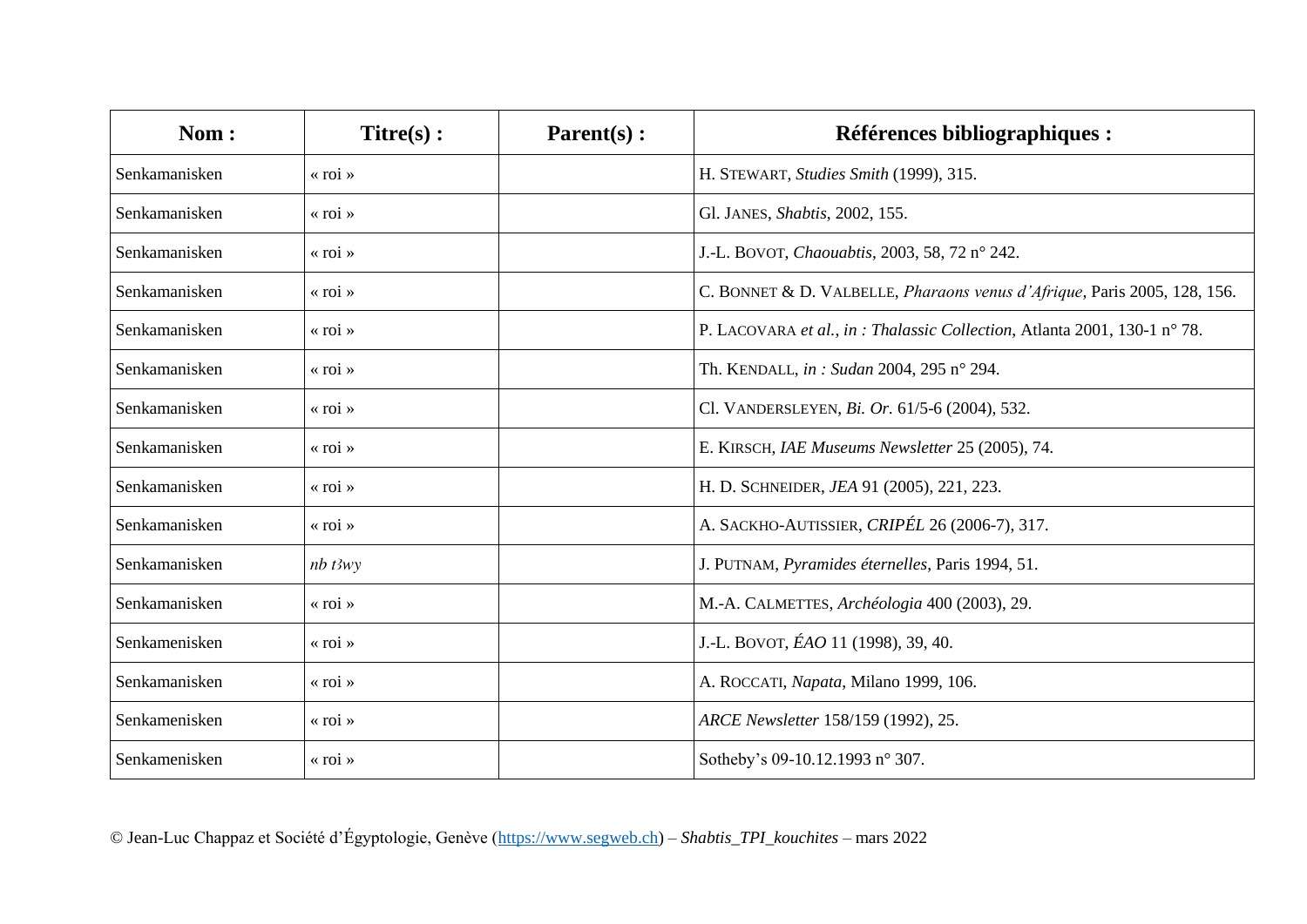| Nom : | Titre(s) : | Parent(s) : | Références bibliographiques : |
|---|---|---|---|
| Senkamanisken | « roi » | | H. STEWART, *Studies Smith* (1999), 315. |
| Senkamanisken | « roi » | | Gl. JANES, *Shabtis*, 2002, 155. |
| Senkamanisken | « roi » | | J.-L. BOVOT, *Chaouabtis*, 2003, 58, 72 n° 242. |
| Senkamanisken | « roi » | | C. BONNET & D. VALBELLE, *Pharaons venus d'Afrique*, Paris 2005, 128, 156. |
| Senkamanisken | « roi » | | P. LACOVARA *et al.*, *in : Thalassic Collection*, Atlanta 2001, 130-1 n° 78. |
| Senkamanisken | « roi » | | Th. KENDALL, *in : Sudan* 2004, 295 n° 294. |
| Senkamanisken | « roi » | | Cl. VANDERSLEYEN, *Bi. Or.* 61/5-6 (2004), 532. |
| Senkamanisken | « roi » | | E. KIRSCH, *IAE Museums Newsletter* 25 (2005), 74. |
| Senkamanisken | « roi » | | H. D. SCHNEIDER, *JEA* 91 (2005), 221, 223. |
| Senkamanisken | « roi » | | A. SACKHO-AUTISSIER, *CRIPÉL* 26 (2006-7), 317. |
| Senkamanisken | *nb tꜣwy* | | J. PUTNAM, *Pyramides éternelles*, Paris 1994, 51. |
| Senkamanisken | « roi » | | M.-A. CALMETTES, *Archéologia* 400 (2003), 29. |
| Senkamenisken | « roi » | | J.-L. BOVOT, *ÉAO* 11 (1998), 39, 40. |
| Senkamanisken | « roi » | | A. ROCCATI, *Napata*, Milano 1999, 106. |
| Senkamenisken | « roi » | | *ARCE Newsletter* 158/159 (1992), 25. |
| Senkamenisken | « roi » | | Sotheby's 09-10.12.1993 n° 307. |

© Jean-Luc Chappaz et Société d'Égyptologie, Genève (https://www.segweb.ch) – *Shabtis_TPI_kouchites* – mars 2022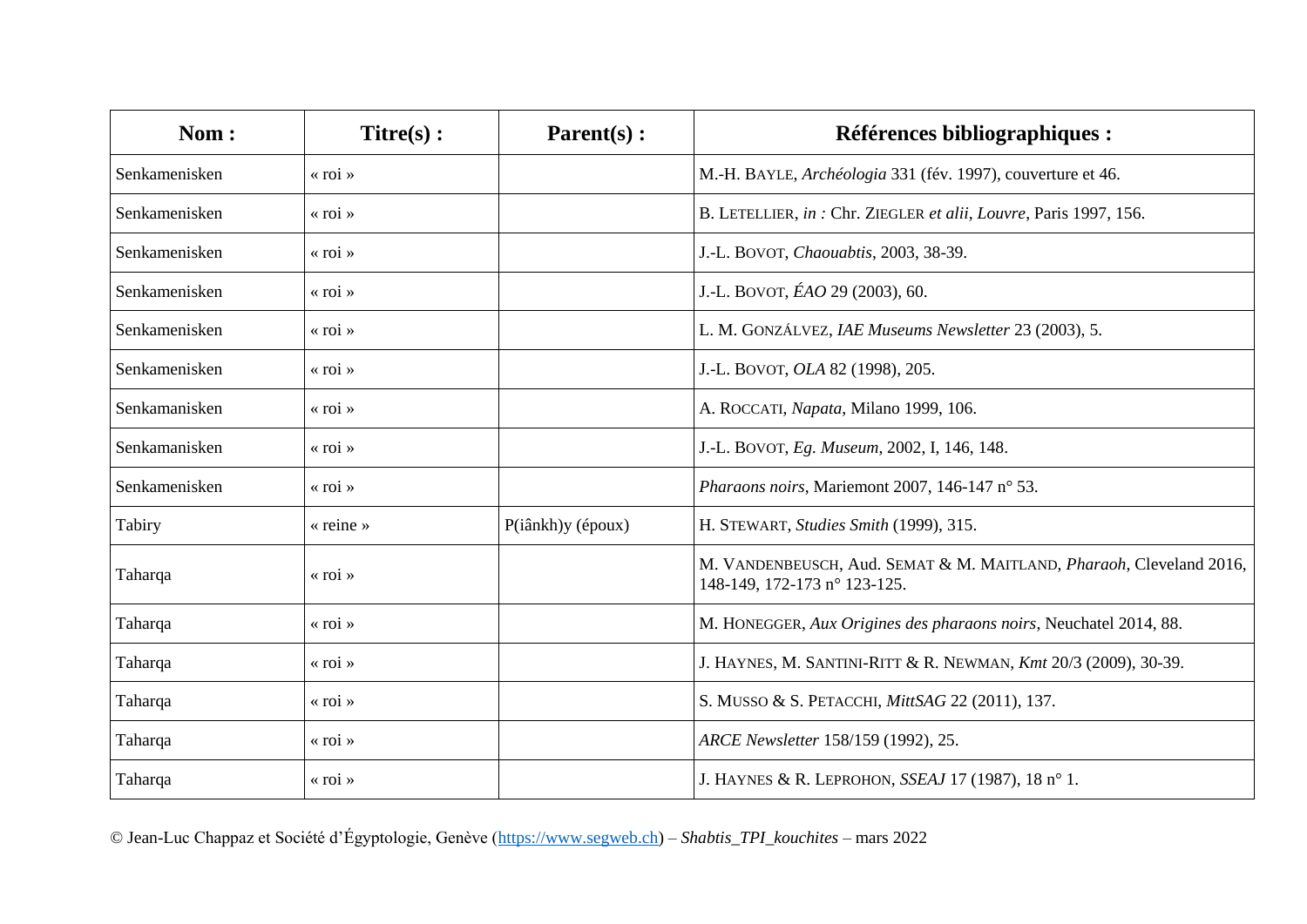| Nom : | Titre(s) : | Parent(s) : | Références bibliographiques : |
|---|---|---|---|
| Senkamenisken | « roi » | | M.-H. BAYLE, *Archéologia* 331 (fév. 1997), couverture et 46. |
| Senkamenisken | « roi » | | B. LETELLIER, *in :* Chr. ZIEGLER *et alii*, *Louvre*, Paris 1997, 156. |
| Senkamenisken | « roi » | | J.-L. BOVOT, *Chaouabtis*, 2003, 38-39. |
| Senkamenisken | « roi » | | J.-L. BOVOT, *ÉAO* 29 (2003), 60. |
| Senkamenisken | « roi » | | L. M. GONZÁLVEZ, *IAE Museums Newsletter* 23 (2003), 5. |
| Senkamenisken | « roi » | | J.-L. BOVOT, *OLA* 82 (1998), 205. |
| Senkamanisken | « roi » | | A. ROCCATI, *Napata*, Milano 1999, 106. |
| Senkamanisken | « roi » | | J.-L. BOVOT, *Eg. Museum*, 2002, I, 146, 148. |
| Senkamenisken | « roi » | | *Pharaons noirs*, Mariemont 2007, 146-147 n° 53. |
| Tabiry | « reine » | P(iânkh)y (époux) | H. STEWART, *Studies Smith* (1999), 315. |
| Taharqa | « roi » | | M. VANDENBEUSCH, Aud. SEMAT & M. MAITLAND, *Pharaoh*, Cleveland 2016, 148-149, 172-173 n° 123-125. |
| Taharqa | « roi » | | M. HONEGGER, *Aux Origines des pharaons noirs*, Neuchatel 2014, 88. |
| Taharqa | « roi » | | J. HAYNES, M. SANTINI-RITT & R. NEWMAN, *Kmt* 20/3 (2009), 30-39. |
| Taharqa | « roi » | | S. MUSSO & S. PETACCHI, *MittSAG* 22 (2011), 137. |
| Taharqa | « roi » | | *ARCE Newsletter* 158/159 (1992), 25. |
| Taharqa | « roi » | | J. HAYNES & R. LEPROHON, *SSEAJ* 17 (1987), 18 n° 1. |

© Jean-Luc Chappaz et Société d'Égyptologie, Genève (https://www.segweb.ch) – *Shabtis_TPI_kouchites* – mars 2022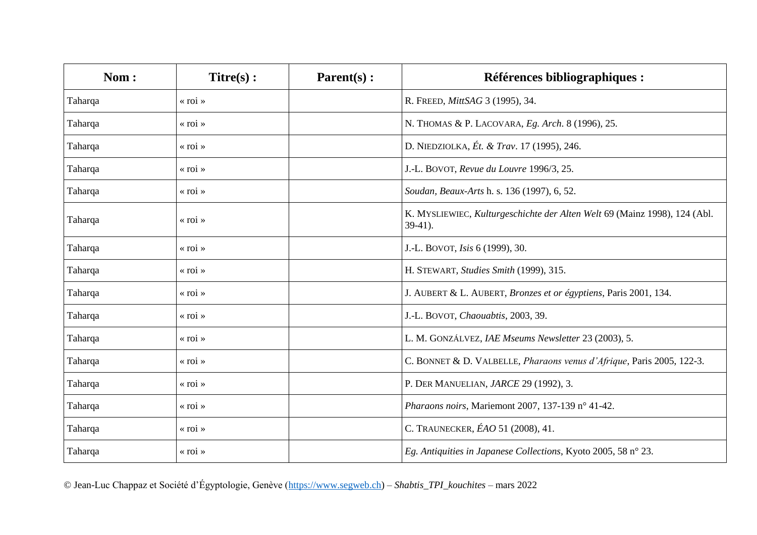| Nom : | Titre(s) : | Parent(s) : | Références bibliographiques : |
|---|---|---|---|
| Taharqa | « roi » | | R. FREED, *MittSAG* 3 (1995), 34. |
| Taharqa | « roi » | | N. THOMAS & P. LACOVARA, *Eg. Arch*. 8 (1996), 25. |
| Taharqa | « roi » | | D. NIEDZIOLKA, *Ét. & Trav*. 17 (1995), 246. |
| Taharqa | « roi » | | J.-L. BOVOT, *Revue du Louvre* 1996/3, 25. |
| Taharqa | « roi » | | *Soudan*, *Beaux-Arts* h. s. 136 (1997), 6, 52. |
| Taharqa | « roi » | | K. MYSLIEWIEC, *Kulturgeschichte der Alten Welt* 69 (Mainz 1998), 124 (Abl. 39-41). |
| Taharqa | « roi » | | J.-L. BOVOT, *Isis* 6 (1999), 30. |
| Taharqa | « roi » | | H. STEWART, *Studies Smith* (1999), 315. |
| Taharqa | « roi » | | J. AUBERT & L. AUBERT, *Bronzes et or égyptiens*, Paris 2001, 134. |
| Taharqa | « roi » | | J.-L. BOVOT, *Chaouabtis*, 2003, 39. |
| Taharqa | « roi » | | L. M. GONZÁLVEZ, *IAE Mseums Newsletter* 23 (2003), 5. |
| Taharqa | « roi » | | C. BONNET & D. VALBELLE, *Pharaons venus d'Afrique*, Paris 2005, 122-3. |
| Taharqa | « roi » | | P. DER MANUELIAN, *JARCE* 29 (1992), 3. |
| Taharqa | « roi » | | *Pharaons noirs*, Mariemont 2007, 137-139 n° 41-42. |
| Taharqa | « roi » | | C. TRAUNECKER, *ÉAO* 51 (2008), 41. |
| Taharqa | « roi » | | *Eg. Antiquities in Japanese Collections*, Kyoto 2005, 58 n° 23. |

© Jean-Luc Chappaz et Société d'Égyptologie, Genève (https://www.segweb.ch) – *Shabtis_TPI_kouchites* – mars 2022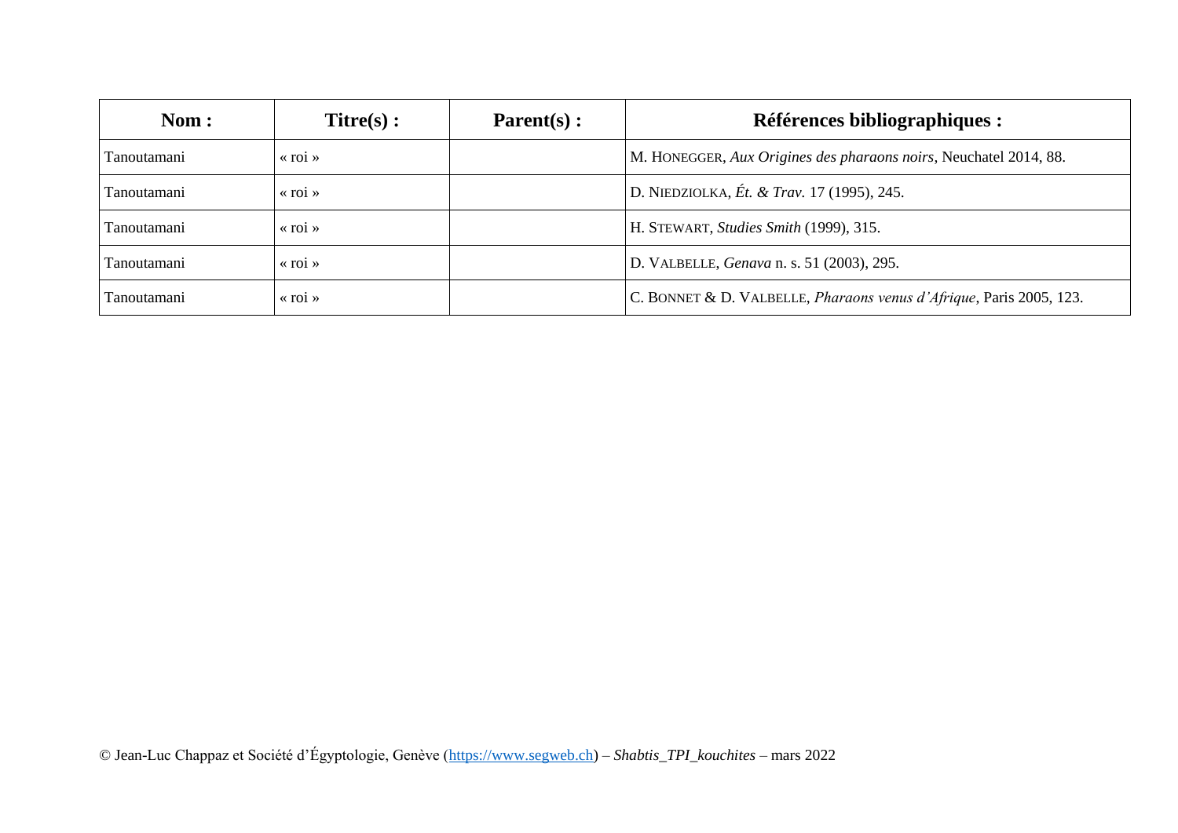| **Nom :** | **Titre(s) :** | **Parent(s) :** | **Références bibliographiques :** |
|---|---|---|---|
| Tanoutamani | « roi » | | M. HONEGGER, *Aux Origines des pharaons noirs*, Neuchatel 2014, 88. |
| Tanoutamani | « roi » | | D. NIEDZIOLKA, *Ét. & Trav.* 17 (1995), 245. |
| Tanoutamani | « roi » | | H. STEWART, *Studies Smith* (1999), 315. |
| Tanoutamani | « roi » | | D. VALBELLE, *Genava* n. s. 51 (2003), 295. |
| Tanoutamani | « roi » | | C. BONNET & D. VALBELLE, *Pharaons venus d'Afrique*, Paris 2005, 123. |